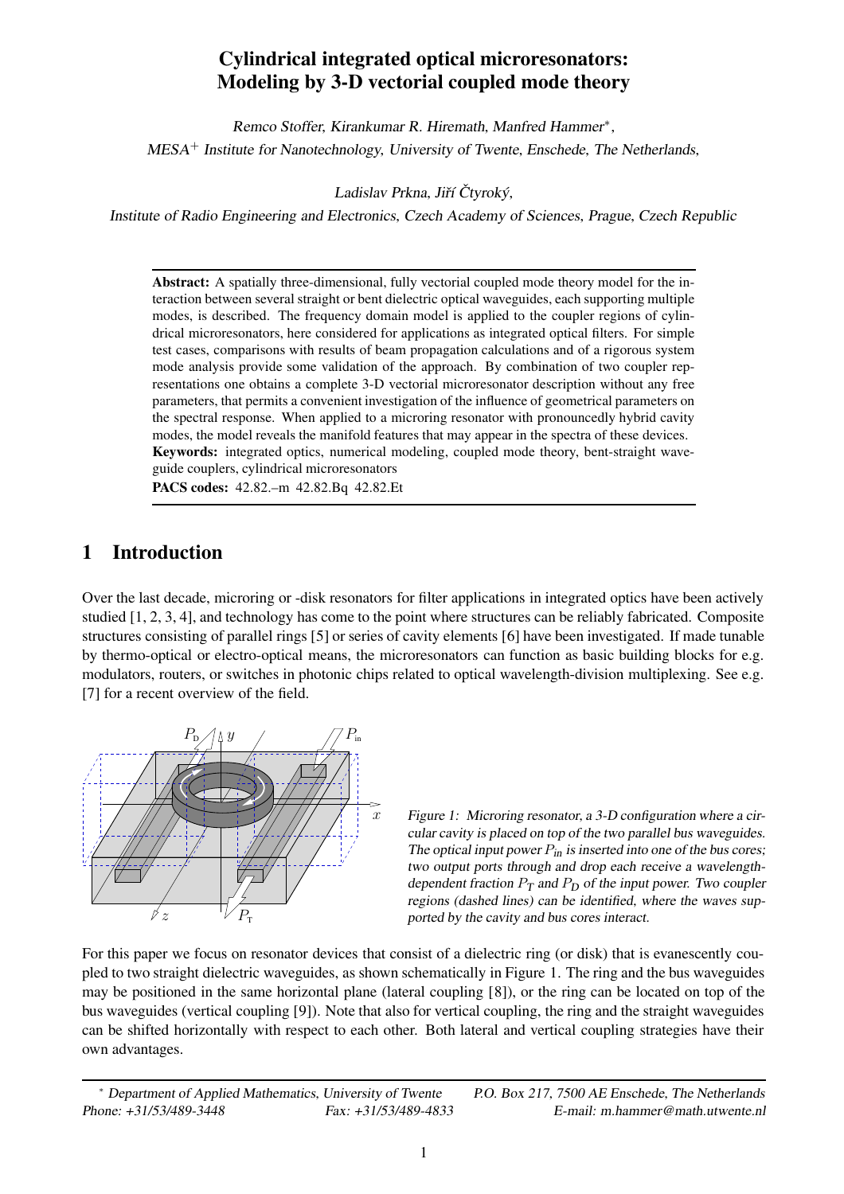# Cylindrical integrated optical microresonators: Modeling by 3-D vectorial coupled mode theory

*Remco Stoffer, Kirankumar R. Hiremath, Manfred Hammer\*,*
*MESA+ Institute for Nanotechnology, University of Twente, Enschede, The Netherlands,*

*Ladislav Prkna, Jiří Čtyroký,*
*Institute of Radio Engineering and Electronics, Czech Academy of Sciences, Prague, Czech Republic*

---

**Abstract:** A spatially three-dimensional, fully vectorial coupled mode theory model for the interaction between several straight or bent dielectric optical waveguides, each supporting multiple modes, is described. The frequency domain model is applied to the coupler regions of cylindrical microresonators, here considered for applications as integrated optical filters. For simple test cases, comparisons with results of beam propagation calculations and of a rigorous system mode analysis provide some validation of the approach. By combination of two coupler representations one obtains a complete 3-D vectorial microresonator description without any free parameters, that permits a convenient investigation of the influence of geometrical parameters on the spectral response. When applied to a microring resonator with pronouncedly hybrid cavity modes, the model reveals the manifold features that may appear in the spectra of these devices.
**Keywords:** integrated optics, numerical modeling, coupled mode theory, bent-straight waveguide couplers, cylindrical microresonators
**PACS codes:** 42.82.–m 42.82.Bq 42.82.Et

---

## 1 Introduction

Over the last decade, microring or -disk resonators for filter applications in integrated optics have been actively studied [1, 2, 3, 4], and technology has come to the point where structures can be reliably fabricated. Composite structures consisting of parallel rings [5] or series of cavity elements [6] have been investigated. If made tunable by thermo-optical or electro-optical means, the microresonators can function as basic building blocks for e.g. modulators, routers, or switches in photonic chips related to optical wavelength-division multiplexing. See e.g. [7] for a recent overview of the field.

*Figure 1: Microring resonator, a 3-D configuration where a circular cavity is placed on top of the two parallel bus waveguides. The optical input power $P_{in}$ is inserted into one of the bus cores; two output ports through and drop each receive a wavelength-dependent fraction $P_T$ and $P_D$ of the input power. Two coupler regions (dashed lines) can be identified, where the waves supported by the cavity and bus cores interact.*

For this paper we focus on resonator devices that consist of a dielectric ring (or disk) that is evanescently coupled to two straight dielectric waveguides, as shown schematically in Figure 1. The ring and the bus waveguides may be positioned in the same horizontal plane (lateral coupling [8]), or the ring can be located on top of the bus waveguides (vertical coupling [9]). Note that also for vertical coupling, the ring and the straight waveguides can be shifted horizontally with respect to each other. Both lateral and vertical coupling strategies have their own advantages.

---

\* Department of Applied Mathematics, University of Twente P.O. Box 217, 7500 AE Enschede, The Netherlands
Phone: +31/53/489-3448 Fax: +31/53/489-4833 E-mail: m.hammer@math.utwente.nl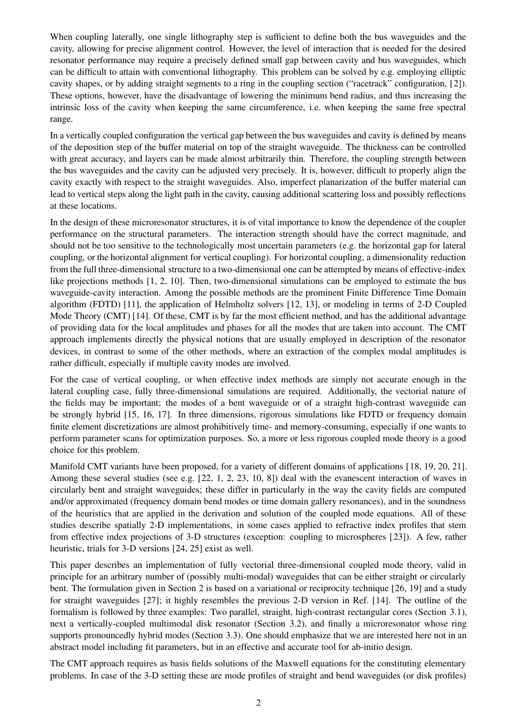When coupling laterally, one single lithography step is sufficient to define both the bus waveguides and the cavity, allowing for precise alignment control. However, the level of interaction that is needed for the desired resonator performance may require a precisely defined small gap between cavity and bus waveguides, which can be difficult to attain with conventional lithography. This problem can be solved by e.g. employing elliptic cavity shapes, or by adding straight segments to a ring in the coupling section ("racetrack" configuration, [2]). These options, however, have the disadvantage of lowering the minimum bend radius, and thus increasing the intrinsic loss of the cavity when keeping the same circumference, i.e. when keeping the same free spectral range.

In a vertically coupled configuration the vertical gap between the bus waveguides and cavity is defined by means of the deposition step of the buffer material on top of the straight waveguide. The thickness can be controlled with great accuracy, and layers can be made almost arbitrarily thin. Therefore, the coupling strength between the bus waveguides and the cavity can be adjusted very precisely. It is, however, difficult to properly align the cavity exactly with respect to the straight waveguides. Also, imperfect planarization of the buffer material can lead to vertical steps along the light path in the cavity, causing additional scattering loss and possibly reflections at these locations.

In the design of these microresonator structures, it is of vital importance to know the dependence of the coupler performance on the structural parameters. The interaction strength should have the correct magnitude, and should not be too sensitive to the technologically most uncertain parameters (e.g. the horizontal gap for lateral coupling, or the horizontal alignment for vertical coupling). For horizontal coupling, a dimensionality reduction from the full three-dimensional structure to a two-dimensional one can be attempted by means of effective-index like projections methods [1, 2, 10]. Then, two-dimensional simulations can be employed to estimate the bus waveguide-cavity interaction. Among the possible methods are the prominent Finite Difference Time Domain algorithm (FDTD) [11], the application of Helmholtz solvers [12, 13], or modeling in terms of 2-D Coupled Mode Theory (CMT) [14]. Of these, CMT is by far the most efficient method, and has the additional advantage of providing data for the local amplitudes and phases for all the modes that are taken into account. The CMT approach implements directly the physical notions that are usually employed in description of the resonator devices, in contrast to some of the other methods, where an extraction of the complex modal amplitudes is rather difficult, especially if multiple cavity modes are involved.

For the case of vertical coupling, or when effective index methods are simply not accurate enough in the lateral coupling case, fully three-dimensional simulations are required. Additionally, the vectorial nature of the fields may be important; the modes of a bent waveguide or of a straight high-contrast waveguide can be strongly hybrid [15, 16, 17]. In three dimensions, rigorous simulations like FDTD or frequency domain finite element discretizations are almost prohibitively time- and memory-consuming, especially if one wants to perform parameter scans for optimization purposes. So, a more or less rigorous coupled mode theory is a good choice for this problem.

Manifold CMT variants have been proposed, for a variety of different domains of applications [18, 19, 20, 21]. Among these several studies (see e.g. [22, 1, 2, 23, 10, 8]) deal with the evanescent interaction of waves in circularly bent and straight waveguides; these differ in particularly in the way the cavity fields are computed and/or approximated (frequency domain bend modes or time domain gallery resonances), and in the soundness of the heuristics that are applied in the derivation and solution of the coupled mode equations. All of these studies describe spatially 2-D implementations, in some cases applied to refractive index profiles that stem from effective index projections of 3-D structures (exception: coupling to microspheres [23]). A few, rather heuristic, trials for 3-D versions [24, 25] exist as well.

This paper describes an implementation of fully vectorial three-dimensional coupled mode theory, valid in principle for an arbitrary number of (possibly multi-modal) waveguides that can be either straight or circularly bent. The formulation given in Section 2 is based on a variational or reciprocity technique [26, 19] and a study for straight waveguides [27]; it highly resembles the previous 2-D version in Ref. [14]. The outline of the formalism is followed by three examples: Two parallel, straight, high-contrast rectangular cores (Section 3.1), next a vertically-coupled multimodal disk resonator (Section 3.2), and finally a microresonator whose ring supports pronouncedly hybrid modes (Section 3.3). One should emphasize that we are interested here not in an abstract model including fit parameters, but in an effective and accurate tool for ab-initio design.

The CMT approach requires as basis fields solutions of the Maxwell equations for the constituting elementary problems. In case of the 3-D setting these are mode profiles of straight and bend waveguides (or disk profiles)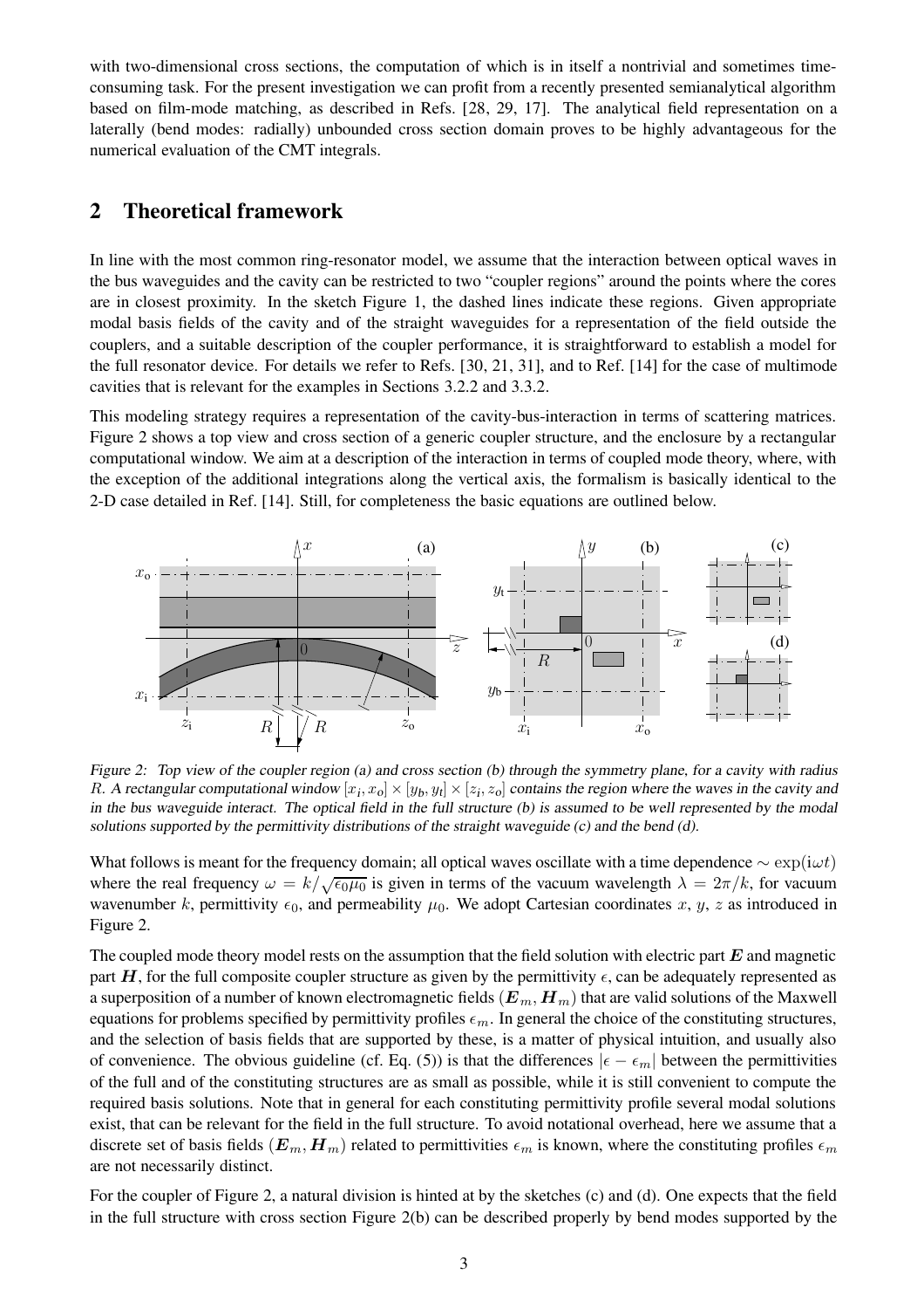with two-dimensional cross sections, the computation of which is in itself a nontrivial and sometimes time-consuming task. For the present investigation we can profit from a recently presented semianalytical algorithm based on film-mode matching, as described in Refs. [28, 29, 17]. The analytical field representation on a laterally (bend modes: radially) unbounded cross section domain proves to be highly advantageous for the numerical evaluation of the CMT integrals.

## 2 Theoretical framework

In line with the most common ring-resonator model, we assume that the interaction between optical waves in the bus waveguides and the cavity can be restricted to two "coupler regions" around the points where the cores are in closest proximity. In the sketch Figure 1, the dashed lines indicate these regions. Given appropriate modal basis fields of the cavity and of the straight waveguides for a representation of the field outside the couplers, and a suitable description of the coupler performance, it is straightforward to establish a model for the full resonator device. For details we refer to Refs. [30, 21, 31], and to Ref. [14] for the case of multimode cavities that is relevant for the examples in Sections 3.2.2 and 3.3.2.

This modeling strategy requires a representation of the cavity-bus-interaction in terms of scattering matrices. Figure 2 shows a top view and cross section of a generic coupler structure, and the enclosure by a rectangular computational window. We aim at a description of the interaction in terms of coupled mode theory, where, with the exception of the additional integrations along the vertical axis, the formalism is basically identical to the 2-D case detailed in Ref. [14]. Still, for completeness the basic equations are outlined below.

*Figure 2: Top view of the coupler region (a) and cross section (b) through the symmetry plane, for a cavity with radius $R$. A rectangular computational window $[x_i, x_o] \times [y_b, y_t] \times [z_i, z_o]$ contains the region where the waves in the cavity and in the bus waveguide interact. The optical field in the full structure (b) is assumed to be well represented by the modal solutions supported by the permittivity distributions of the straight waveguide (c) and the bend (d).*

What follows is meant for the frequency domain; all optical waves oscillate with a time dependence $\sim \exp(i\omega t)$ where the real frequency $\omega = k/\sqrt{\epsilon_0 \mu_0}$ is given in terms of the vacuum wavelength $\lambda = 2\pi/k$, for vacuum wavenumber $k$, permittivity $\epsilon_0$, and permeability $\mu_0$. We adopt Cartesian coordinates $x$, $y$, $z$ as introduced in Figure 2.

The coupled mode theory model rests on the assumption that the field solution with electric part $\boldsymbol{E}$ and magnetic part $\boldsymbol{H}$, for the full composite coupler structure as given by the permittivity $\epsilon$, can be adequately represented as a superposition of a number of known electromagnetic fields $(\boldsymbol{E}_m, \boldsymbol{H}_m)$ that are valid solutions of the Maxwell equations for problems specified by permittivity profiles $\epsilon_m$. In general the choice of the constituting structures, and the selection of basis fields that are supported by these, is a matter of physical intuition, and usually also of convenience. The obvious guideline (cf. Eq. (5)) is that the differences $|\epsilon - \epsilon_m|$ between the permittivities of the full and of the constituting structures are as small as possible, while it is still convenient to compute the required basis solutions. Note that in general for each constituting permittivity profile several modal solutions exist, that can be relevant for the field in the full structure. To avoid notational overhead, here we assume that a discrete set of basis fields $(\boldsymbol{E}_m, \boldsymbol{H}_m)$ related to permittivities $\epsilon_m$ is known, where the constituting profiles $\epsilon_m$ are not necessarily distinct.

For the coupler of Figure 2, a natural division is hinted at by the sketches (c) and (d). One expects that the field in the full structure with cross section Figure 2(b) can be described properly by bend modes supported by the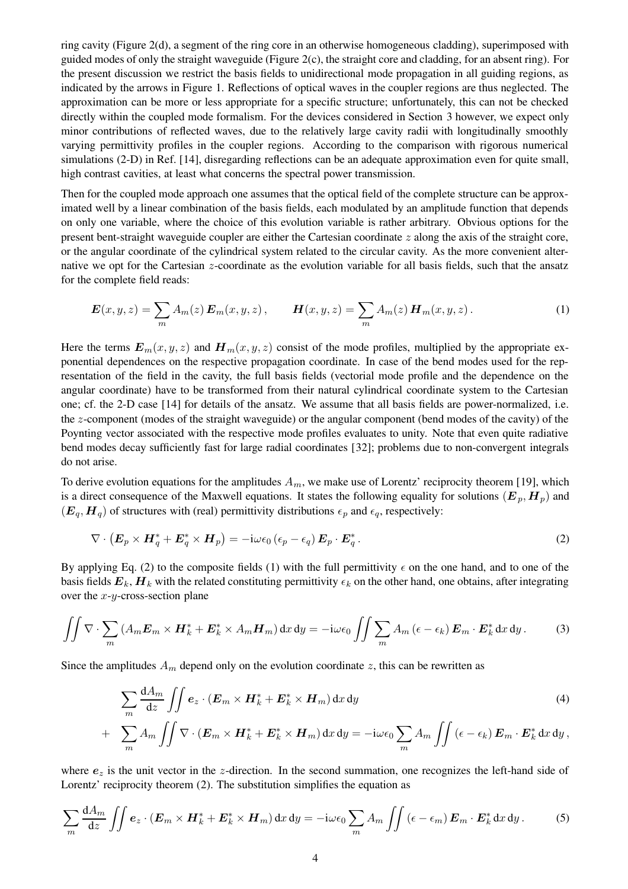ring cavity (Figure 2(d), a segment of the ring core in an otherwise homogeneous cladding), superimposed with guided modes of only the straight waveguide (Figure 2(c), the straight core and cladding, for an absent ring). For the present discussion we restrict the basis fields to unidirectional mode propagation in all guiding regions, as indicated by the arrows in Figure 1. Reflections of optical waves in the coupler regions are thus neglected. The approximation can be more or less appropriate for a specific structure; unfortunately, this can not be checked directly within the coupled mode formalism. For the devices considered in Section 3 however, we expect only minor contributions of reflected waves, due to the relatively large cavity radii with longitudinally smoothly varying permittivity profiles in the coupler regions. According to the comparison with rigorous numerical simulations (2-D) in Ref. [14], disregarding reflections can be an adequate approximation even for quite small, high contrast cavities, at least what concerns the spectral power transmission.

Then for the coupled mode approach one assumes that the optical field of the complete structure can be approximated well by a linear combination of the basis fields, each modulated by an amplitude function that depends on only one variable, where the choice of this evolution variable is rather arbitrary. Obvious options for the present bent-straight waveguide coupler are either the Cartesian coordinate $z$ along the axis of the straight core, or the angular coordinate of the cylindrical system related to the circular cavity. As the more convenient alternative we opt for the Cartesian $z$-coordinate as the evolution variable for all basis fields, such that the ansatz for the complete field reads:

$$\boldsymbol{E}(x,y,z) = \sum_m A_m(z)\, \boldsymbol{E}_m(x,y,z)\,, \qquad \boldsymbol{H}(x,y,z) = \sum_m A_m(z)\, \boldsymbol{H}_m(x,y,z)\,. \tag{1}$$

Here the terms $\boldsymbol{E}_m(x,y,z)$ and $\boldsymbol{H}_m(x,y,z)$ consist of the mode profiles, multiplied by the appropriate exponential dependences on the respective propagation coordinate. In case of the bend modes used for the representation of the field in the cavity, the full basis fields (vectorial mode profile and the dependence on the angular coordinate) have to be transformed from their natural cylindrical coordinate system to the Cartesian one; cf. the 2-D case [14] for details of the ansatz. We assume that all basis fields are power-normalized, i.e. the $z$-component (modes of the straight waveguide) or the angular component (bend modes of the cavity) of the Poynting vector associated with the respective mode profiles evaluates to unity. Note that even quite radiative bend modes decay sufficiently fast for large radial coordinates [32]; problems due to non-convergent integrals do not arise.

To derive evolution equations for the amplitudes $A_m$, we make use of Lorentz' reciprocity theorem [19], which is a direct consequence of the Maxwell equations. It states the following equality for solutions $(\boldsymbol{E}_p, \boldsymbol{H}_p)$ and $(\boldsymbol{E}_q, \boldsymbol{H}_q)$ of structures with (real) permittivity distributions $\epsilon_p$ and $\epsilon_q$, respectively:

$$\nabla \cdot \left(\boldsymbol{E}_p \times \boldsymbol{H}_q^* + \boldsymbol{E}_q^* \times \boldsymbol{H}_p\right) = -\mathrm{i}\omega\epsilon_0\, (\epsilon_p - \epsilon_q)\, \boldsymbol{E}_p \cdot \boldsymbol{E}_q^*\,. \tag{2}$$

By applying Eq. (2) to the composite fields (1) with the full permittivity $\epsilon$ on the one hand, and to one of the basis fields $\boldsymbol{E}_k, \boldsymbol{H}_k$ with the related constituting permittivity $\epsilon_k$ on the other hand, one obtains, after integrating over the $x$-$y$-cross-section plane

$$\iint \nabla \cdot \sum_m \left(A_m \boldsymbol{E}_m \times \boldsymbol{H}_k^* + \boldsymbol{E}_k^* \times A_m \boldsymbol{H}_m\right) \mathrm{d}x\, \mathrm{d}y = -\mathrm{i}\omega\epsilon_0 \iint \sum_m A_m\, (\epsilon - \epsilon_k)\, \boldsymbol{E}_m \cdot \boldsymbol{E}_k^*\, \mathrm{d}x\, \mathrm{d}y\,. \tag{3}$$

Since the amplitudes $A_m$ depend only on the evolution coordinate $z$, this can be rewritten as

$$\begin{aligned} &\sum_m \frac{\mathrm{d}A_m}{\mathrm{d}z} \iint \boldsymbol{e}_z \cdot \left(\boldsymbol{E}_m \times \boldsymbol{H}_k^* + \boldsymbol{E}_k^* \times \boldsymbol{H}_m\right) \mathrm{d}x\, \mathrm{d}y \qquad\qquad (4)\\ +\;\; &\sum_m A_m \iint \nabla \cdot \left(\boldsymbol{E}_m \times \boldsymbol{H}_k^* + \boldsymbol{E}_k^* \times \boldsymbol{H}_m\right) \mathrm{d}x\, \mathrm{d}y = -\mathrm{i}\omega\epsilon_0 \sum_m A_m \iint (\epsilon - \epsilon_k)\, \boldsymbol{E}_m \cdot \boldsymbol{E}_k^*\, \mathrm{d}x\, \mathrm{d}y\,, \end{aligned}$$

where $\boldsymbol{e}_z$ is the unit vector in the $z$-direction. In the second summation, one recognizes the left-hand side of Lorentz' reciprocity theorem (2). The substitution simplifies the equation as

$$\sum_m \frac{\mathrm{d}A_m}{\mathrm{d}z} \iint \boldsymbol{e}_z \cdot \left(\boldsymbol{E}_m \times \boldsymbol{H}_k^* + \boldsymbol{E}_k^* \times \boldsymbol{H}_m\right) \mathrm{d}x\, \mathrm{d}y = -\mathrm{i}\omega\epsilon_0 \sum_m A_m \iint (\epsilon - \epsilon_m)\, \boldsymbol{E}_m \cdot \boldsymbol{E}_k^*\, \mathrm{d}x\, \mathrm{d}y\,. \tag{5}$$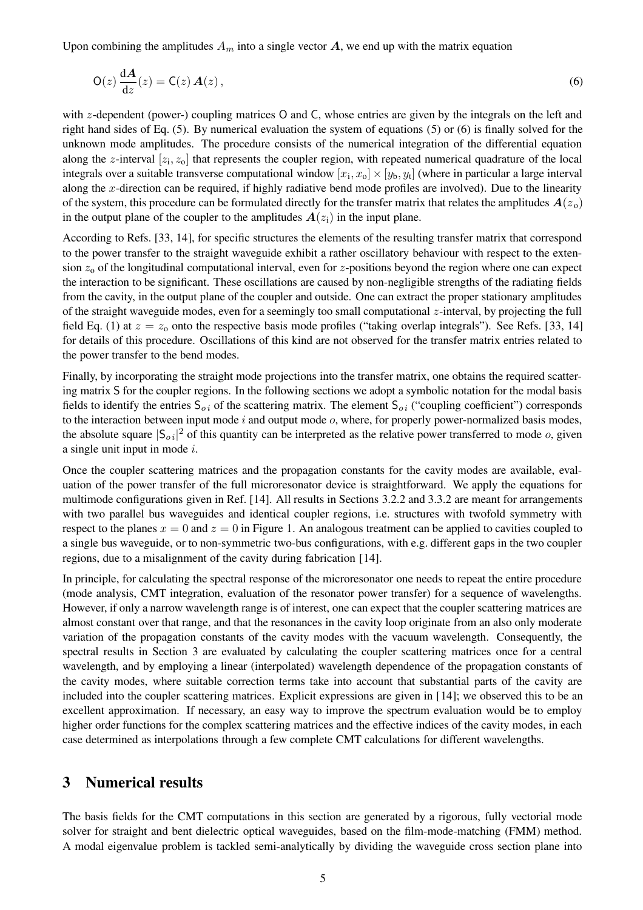Upon combining the amplitudes $A_m$ into a single vector $\boldsymbol{A}$, we end up with the matrix equation

$$\mathsf{O}(z)\,\frac{\mathrm{d}\boldsymbol{A}}{\mathrm{d}z}(z) = \mathsf{C}(z)\,\boldsymbol{A}(z)\,, \tag{6}$$

with $z$-dependent (power-) coupling matrices $\mathsf{O}$ and $\mathsf{C}$, whose entries are given by the integrals on the left and right hand sides of Eq. (5). By numerical evaluation the system of equations (5) or (6) is finally solved for the unknown mode amplitudes. The procedure consists of the numerical integration of the differential equation along the $z$-interval $[z_\mathrm{i}, z_\mathrm{o}]$ that represents the coupler region, with repeated numerical quadrature of the local integrals over a suitable transverse computational window $[x_\mathrm{i}, x_\mathrm{o}] \times [y_\mathrm{b}, y_\mathrm{t}]$ (where in particular a large interval along the $x$-direction can be required, if highly radiative bend mode profiles are involved). Due to the linearity of the system, this procedure can be formulated directly for the transfer matrix that relates the amplitudes $\boldsymbol{A}(z_\mathrm{o})$ in the output plane of the coupler to the amplitudes $\boldsymbol{A}(z_\mathrm{i})$ in the input plane.

According to Refs. [33, 14], for specific structures the elements of the resulting transfer matrix that correspond to the power transfer to the straight waveguide exhibit a rather oscillatory behaviour with respect to the extension $z_\mathrm{o}$ of the longitudinal computational interval, even for $z$-positions beyond the region where one can expect the interaction to be significant. These oscillations are caused by non-negligible strengths of the radiating fields from the cavity, in the output plane of the coupler and outside. One can extract the proper stationary amplitudes of the straight waveguide modes, even for a seemingly too small computational $z$-interval, by projecting the full field Eq. (1) at $z = z_\mathrm{o}$ onto the respective basis mode profiles ("taking overlap integrals"). See Refs. [33, 14] for details of this procedure. Oscillations of this kind are not observed for the transfer matrix entries related to the power transfer to the bend modes.

Finally, by incorporating the straight mode projections into the transfer matrix, one obtains the required scattering matrix $\mathsf{S}$ for the coupler regions. In the following sections we adopt a symbolic notation for the modal basis fields to identify the entries $\mathsf{S}_{oi}$ of the scattering matrix. The element $\mathsf{S}_{oi}$ ("coupling coefficient") corresponds to the interaction between input mode $i$ and output mode $o$, where, for properly power-normalized basis modes, the absolute square $|\mathsf{S}_{oi}|^2$ of this quantity can be interpreted as the relative power transferred to mode $o$, given a single unit input in mode $i$.

Once the coupler scattering matrices and the propagation constants for the cavity modes are available, evaluation of the power transfer of the full microresonator device is straightforward. We apply the equations for multimode configurations given in Ref. [14]. All results in Sections 3.2.2 and 3.3.2 are meant for arrangements with two parallel bus waveguides and identical coupler regions, i.e. structures with twofold symmetry with respect to the planes $x = 0$ and $z = 0$ in Figure 1. An analogous treatment can be applied to cavities coupled to a single bus waveguide, or to non-symmetric two-bus configurations, with e.g. different gaps in the two coupler regions, due to a misalignment of the cavity during fabrication [14].

In principle, for calculating the spectral response of the microresonator one needs to repeat the entire procedure (mode analysis, CMT integration, evaluation of the resonator power transfer) for a sequence of wavelengths. However, if only a narrow wavelength range is of interest, one can expect that the coupler scattering matrices are almost constant over that range, and that the resonances in the cavity loop originate from an also only moderate variation of the propagation constants of the cavity modes with the vacuum wavelength. Consequently, the spectral results in Section 3 are evaluated by calculating the coupler scattering matrices once for a central wavelength, and by employing a linear (interpolated) wavelength dependence of the propagation constants of the cavity modes, where suitable correction terms take into account that substantial parts of the cavity are included into the coupler scattering matrices. Explicit expressions are given in [14]; we observed this to be an excellent approximation. If necessary, an easy way to improve the spectrum evaluation would be to employ higher order functions for the complex scattering matrices and the effective indices of the cavity modes, in each case determined as interpolations through a few complete CMT calculations for different wavelengths.

# 3 Numerical results

The basis fields for the CMT computations in this section are generated by a rigorous, fully vectorial mode solver for straight and bent dielectric optical waveguides, based on the film-mode-matching (FMM) method. A modal eigenvalue problem is tackled semi-analytically by dividing the waveguide cross section plane into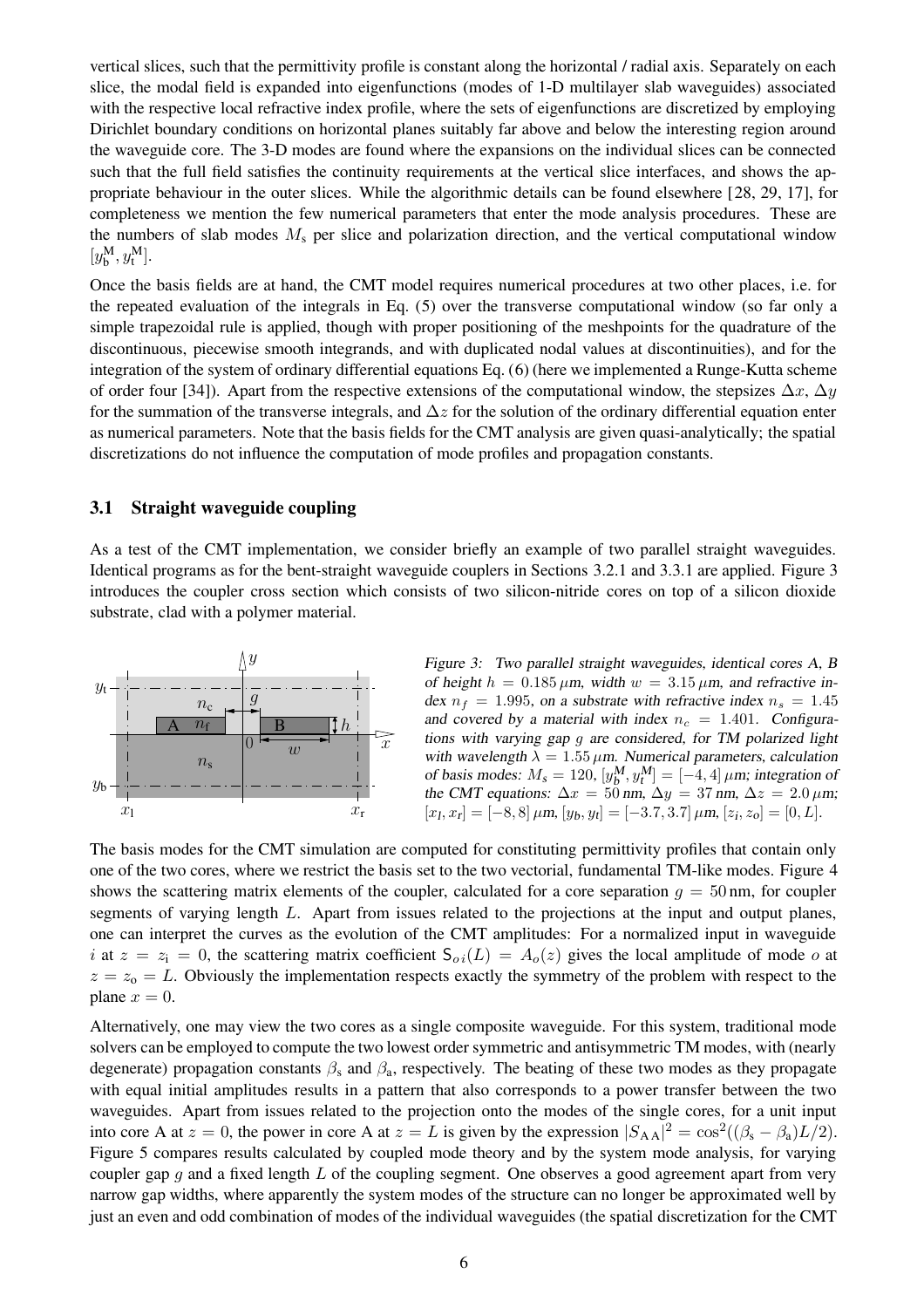vertical slices, such that the permittivity profile is constant along the horizontal / radial axis. Separately on each slice, the modal field is expanded into eigenfunctions (modes of 1-D multilayer slab waveguides) associated with the respective local refractive index profile, where the sets of eigenfunctions are discretized by employing Dirichlet boundary conditions on horizontal planes suitably far above and below the interesting region around the waveguide core. The 3-D modes are found where the expansions on the individual slices can be connected such that the full field satisfies the continuity requirements at the vertical slice interfaces, and shows the appropriate behaviour in the outer slices. While the algorithmic details can be found elsewhere [28, 29, 17], for completeness we mention the few numerical parameters that enter the mode analysis procedures. These are the numbers of slab modes $M_s$ per slice and polarization direction, and the vertical computational window $[y_b^M, y_t^M]$.

Once the basis fields are at hand, the CMT model requires numerical procedures at two other places, i.e. for the repeated evaluation of the integrals in Eq. (5) over the transverse computational window (so far only a simple trapezoidal rule is applied, though with proper positioning of the meshpoints for the quadrature of the discontinuous, piecewise smooth integrands, and with duplicated nodal values at discontinuities), and for the integration of the system of ordinary differential equations Eq. (6) (here we implemented a Runge-Kutta scheme of order four [34]). Apart from the respective extensions of the computational window, the stepsizes $\Delta x$, $\Delta y$ for the summation of the transverse integrals, and $\Delta z$ for the solution of the ordinary differential equation enter as numerical parameters. Note that the basis fields for the CMT analysis are given quasi-analytically; the spatial discretizations do not influence the computation of mode profiles and propagation constants.

### 3.1 Straight waveguide coupling

As a test of the CMT implementation, we consider briefly an example of two parallel straight waveguides. Identical programs as for the bent-straight waveguide couplers in Sections 3.2.1 and 3.3.1 are applied. Figure 3 introduces the coupler cross section which consists of two silicon-nitride cores on top of a silicon dioxide substrate, clad with a polymer material.

*Figure 3: Two parallel straight waveguides, identical cores A, B of height $h = 0.185\,\mu$m, width $w = 3.15\,\mu$m, and refractive index $n_f = 1.995$, on a substrate with refractive index $n_s = 1.45$ and covered by a material with index $n_c = 1.401$. Configurations with varying gap $g$ are considered, for TM polarized light with wavelength $\lambda = 1.55\,\mu$m. Numerical parameters, calculation of basis modes: $M_s = 120$, $[y_b^M, y_t^M] = [-4, 4]\,\mu$m; integration of the CMT equations: $\Delta x = 50$ nm, $\Delta y = 37$ nm, $\Delta z = 2.0\,\mu$m; $[x_l, x_r] = [-8, 8]\,\mu$m, $[y_b, y_t] = [-3.7, 3.7]\,\mu$m, $[z_i, z_o] = [0, L]$.*

The basis modes for the CMT simulation are computed for constituting permittivity profiles that contain only one of the two cores, where we restrict the basis set to the two vectorial, fundamental TM-like modes. Figure 4 shows the scattering matrix elements of the coupler, calculated for a core separation $g = 50$ nm, for coupler segments of varying length $L$. Apart from issues related to the projections at the input and output planes, one can interpret the curves as the evolution of the CMT amplitudes: For a normalized input in waveguide $i$ at $z = z_i = 0$, the scattering matrix coefficient $\mathsf{S}_{oi}(L) = A_o(z)$ gives the local amplitude of mode $o$ at $z = z_o = L$. Obviously the implementation respects exactly the symmetry of the problem with respect to the plane $x = 0$.

Alternatively, one may view the two cores as a single composite waveguide. For this system, traditional mode solvers can be employed to compute the two lowest order symmetric and antisymmetric TM modes, with (nearly degenerate) propagation constants $\beta_s$ and $\beta_a$, respectively. The beating of these two modes as they propagate with equal initial amplitudes results in a pattern that also corresponds to a power transfer between the two waveguides. Apart from issues related to the projection onto the modes of the single cores, for a unit input into core A at $z = 0$, the power in core A at $z = L$ is given by the expression $|S_{AA}|^2 = \cos^2((\beta_s - \beta_a)L/2)$. Figure 5 compares results calculated by coupled mode theory and by the system mode analysis, for varying coupler gap $g$ and a fixed length $L$ of the coupling segment. One observes a good agreement apart from very narrow gap widths, where apparently the system modes of the structure can no longer be approximated well by just an even and odd combination of modes of the individual waveguides (the spatial discretization for the CMT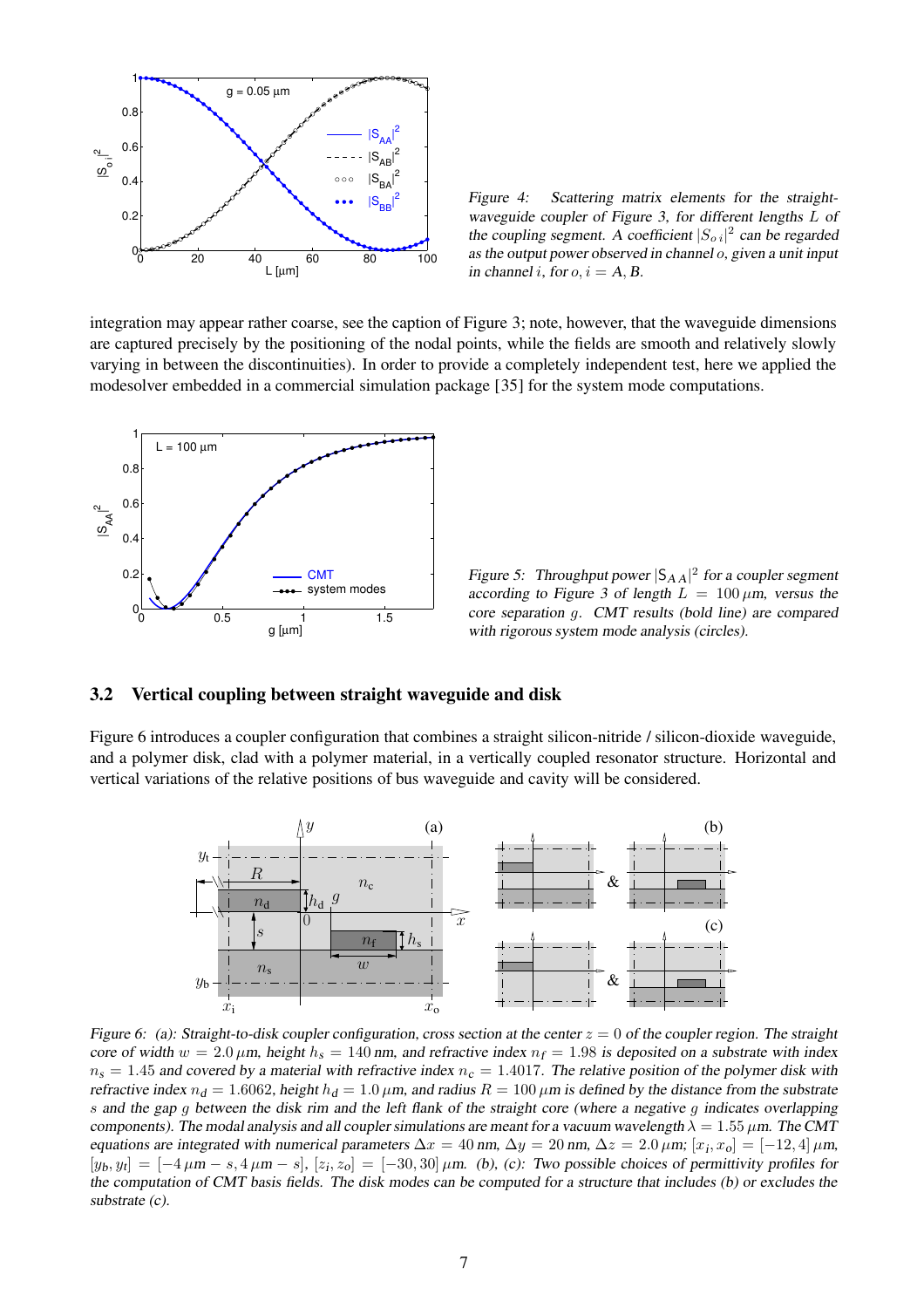*Figure 4: Scattering matrix elements for the straight-waveguide coupler of Figure 3, for different lengths $L$ of the coupling segment. A coefficient $|S_{o\,i}|^2$ can be regarded as the output power observed in channel $o$, given a unit input in channel $i$, for $o, i = A, B$.*

integration may appear rather coarse, see the caption of Figure 3; note, however, that the waveguide dimensions are captured precisely by the positioning of the nodal points, while the fields are smooth and relatively slowly varying in between the discontinuities). In order to provide a completely independent test, here we applied the modesolver embedded in a commercial simulation package [35] for the system mode computations.

*Figure 5: Throughput power $|S_{A\,A}|^2$ for a coupler segment according to Figure 3 of length $L = 100\,\mu$m, versus the core separation $g$. CMT results (bold line) are compared with rigorous system mode analysis (circles).*

### 3.2 Vertical coupling between straight waveguide and disk

Figure 6 introduces a coupler configuration that combines a straight silicon-nitride / silicon-dioxide waveguide, and a polymer disk, clad with a polymer material, in a vertically coupled resonator structure. Horizontal and vertical variations of the relative positions of bus waveguide and cavity will be considered.

*Figure 6: (a): Straight-to-disk coupler configuration, cross section at the center $z = 0$ of the coupler region. The straight core of width $w = 2.0\,\mu$m, height $h_s = 140$ nm, and refractive index $n_f = 1.98$ is deposited on a substrate with index $n_s = 1.45$ and covered by a material with refractive index $n_c = 1.4017$. The relative position of the polymer disk with refractive index $n_d = 1.6062$, height $h_d = 1.0\,\mu$m, and radius $R = 100\,\mu$m is defined by the distance from the substrate $s$ and the gap $g$ between the disk rim and the left flank of the straight core (where a negative $g$ indicates overlapping components). The modal analysis and all coupler simulations are meant for a vacuum wavelength $\lambda = 1.55\,\mu$m. The CMT equations are integrated with numerical parameters $\Delta x = 40$ nm, $\Delta y = 20$ nm, $\Delta z = 2.0\,\mu$m; $[x_i, x_o] = [-12, 4]\,\mu$m, $[y_b, y_t] = [-4\,\mu\text{m} - s, 4\,\mu\text{m} - s]$, $[z_i, z_o] = [-30, 30]\,\mu$m. (b), (c): Two possible choices of permittivity profiles for the computation of CMT basis fields. The disk modes can be computed for a structure that includes (b) or excludes the substrate (c).*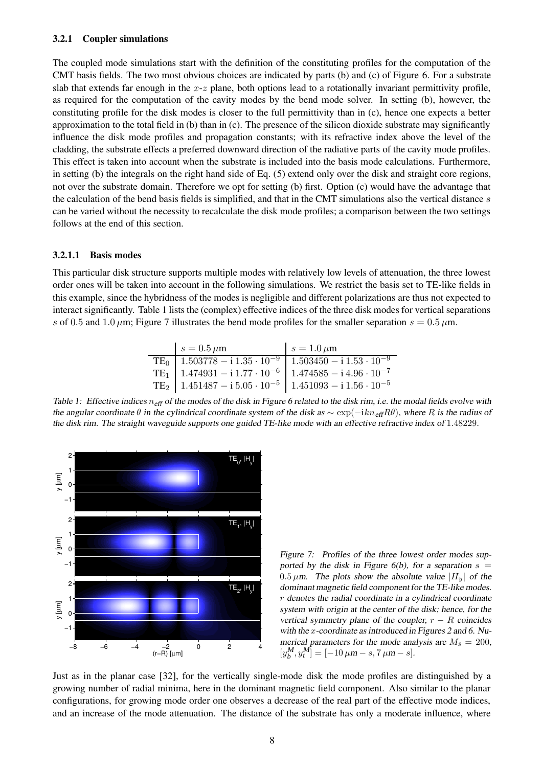#### 3.2.1 Coupler simulations

The coupled mode simulations start with the definition of the constituting profiles for the computation of the CMT basis fields. The two most obvious choices are indicated by parts (b) and (c) of Figure 6. For a substrate slab that extends far enough in the $x$-$z$ plane, both options lead to a rotationally invariant permittivity profile, as required for the computation of the cavity modes by the bend mode solver. In setting (b), however, the constituting profile for the disk modes is closer to the full permittivity than in (c), hence one expects a better approximation to the total field in (b) than in (c). The presence of the silicon dioxide substrate may significantly influence the disk mode profiles and propagation constants; with its refractive index above the level of the cladding, the substrate effects a preferred downward direction of the radiative parts of the cavity mode profiles. This effect is taken into account when the substrate is included into the basis mode calculations. Furthermore, in setting (b) the integrals on the right hand side of Eq. (5) extend only over the disk and straight core regions, not over the substrate domain. Therefore we opt for setting (b) first. Option (c) would have the advantage that the calculation of the bend basis fields is simplified, and that in the CMT simulations also the vertical distance $s$ can be varied without the necessity to recalculate the disk mode profiles; a comparison between the two settings follows at the end of this section.

##### 3.2.1.1 Basis modes

This particular disk structure supports multiple modes with relatively low levels of attenuation, the three lowest order ones will be taken into account in the following simulations. We restrict the basis set to TE-like fields in this example, since the hybridness of the modes is negligible and different polarizations are thus not expected to interact significantly. Table 1 lists the (complex) effective indices of the three disk modes for vertical separations $s$ of 0.5 and 1.0 $\mu$m; Figure 7 illustrates the bend mode profiles for the smaller separation $s = 0.5\,\mu$m.

| | $s = 0.5\,\mu\text{m}$ | $s = 1.0\,\mu\text{m}$ |
|---|---|---|
| $\text{TE}_0$ | $1.503778 - \text{i}\,1.35 \cdot 10^{-9}$ | $1.503450 - \text{i}\,1.53 \cdot 10^{-9}$ |
| $\text{TE}_1$ | $1.474931 - \text{i}\,1.77 \cdot 10^{-6}$ | $1.474585 - \text{i}\,4.96 \cdot 10^{-7}$ |
| $\text{TE}_2$ | $1.451487 - \text{i}\,5.05 \cdot 10^{-5}$ | $1.451093 - \text{i}\,1.56 \cdot 10^{-5}$ |

*Table 1: Effective indices $n_{\text{eff}}$ of the modes of the disk in Figure 6 related to the disk rim, i.e. the modal fields evolve with the angular coordinate $\theta$ in the cylindrical coordinate system of the disk as $\sim \exp(-\text{i}kn_{\text{eff}}R\theta)$, where $R$ is the radius of the disk rim. The straight waveguide supports one guided TE-like mode with an effective refractive index of 1.48229.*

*Figure 7: Profiles of the three lowest order modes supported by the disk in Figure 6(b), for a separation $s = 0.5\,\mu$m. The plots show the absolute value $|H_y|$ of the dominant magnetic field component for the TE-like modes. $r$ denotes the radial coordinate in a cylindrical coordinate system with origin at the center of the disk; hence, for the vertical symmetry plane of the coupler, $r - R$ coincides with the $x$-coordinate as introduced in Figures 2 and 6. Numerical parameters for the mode analysis are $M_s = 200$, $[y_b^M, y_t^M] = [-10\,\mu\text{m} - s, 7\,\mu\text{m} - s]$.*

Just as in the planar case [32], for the vertically single-mode disk the mode profiles are distinguished by a growing number of radial minima, here in the dominant magnetic field component. Also similar to the planar configurations, for growing mode order one observes a decrease of the real part of the effective mode indices, and an increase of the mode attenuation. The distance of the substrate has only a moderate influence, where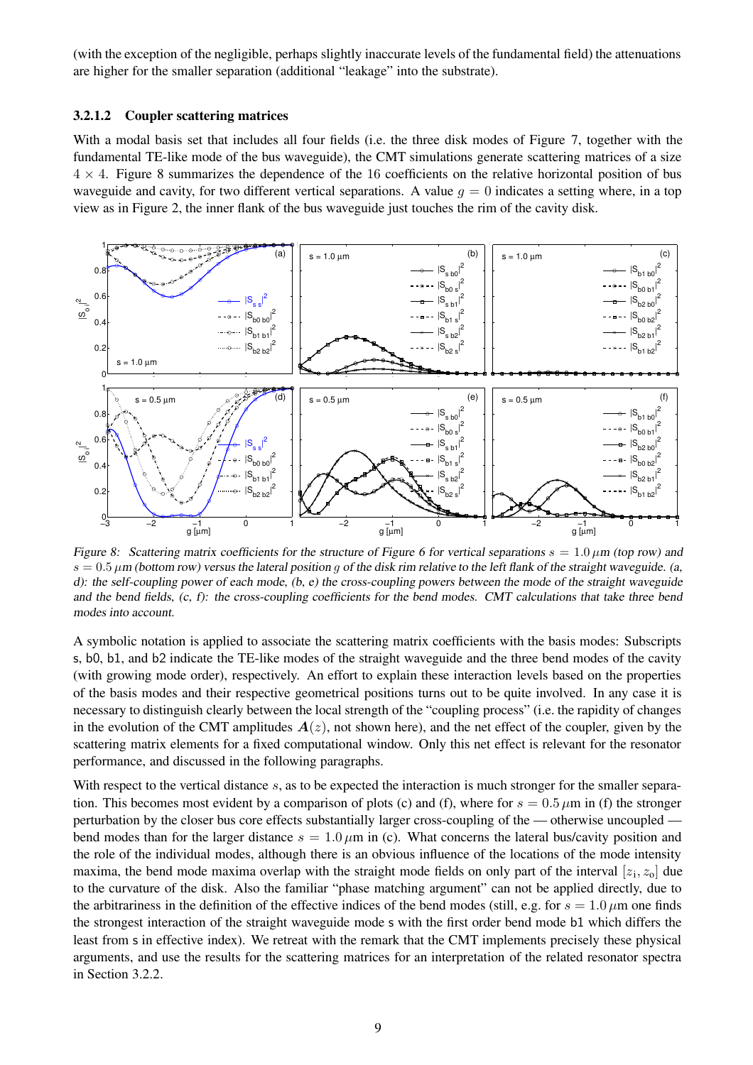(with the exception of the negligible, perhaps slightly inaccurate levels of the fundamental field) the attenuations are higher for the smaller separation (additional "leakage" into the substrate).

#### 3.2.1.2 Coupler scattering matrices

With a modal basis set that includes all four fields (i.e. the three disk modes of Figure 7, together with the fundamental TE-like mode of the bus waveguide), the CMT simulations generate scattering matrices of a size $4 \times 4$. Figure 8 summarizes the dependence of the 16 coefficients on the relative horizontal position of bus waveguide and cavity, for two different vertical separations. A value $g = 0$ indicates a setting where, in a top view as in Figure 2, the inner flank of the bus waveguide just touches the rim of the cavity disk.

*Figure 8: Scattering matrix coefficients for the structure of Figure 6 for vertical separations $s = 1.0\,\mu$m (top row) and $s = 0.5\,\mu$m (bottom row) versus the lateral position $g$ of the disk rim relative to the left flank of the straight waveguide. (a, d): the self-coupling power of each mode, (b, e) the cross-coupling powers between the mode of the straight waveguide and the bend fields, (c, f): the cross-coupling coefficients for the bend modes. CMT calculations that take three bend modes into account.*

A symbolic notation is applied to associate the scattering matrix coefficients with the basis modes: Subscripts s, b0, b1, and b2 indicate the TE-like modes of the straight waveguide and the three bend modes of the cavity (with growing mode order), respectively. An effort to explain these interaction levels based on the properties of the basis modes and their respective geometrical positions turns out to be quite involved. In any case it is necessary to distinguish clearly between the local strength of the "coupling process" (i.e. the rapidity of changes in the evolution of the CMT amplitudes $\boldsymbol{A}(z)$, not shown here), and the net effect of the coupler, given by the scattering matrix elements for a fixed computational window. Only this net effect is relevant for the resonator performance, and discussed in the following paragraphs.

With respect to the vertical distance $s$, as to be expected the interaction is much stronger for the smaller separation. This becomes most evident by a comparison of plots (c) and (f), where for $s = 0.5\,\mu$m in (f) the stronger perturbation by the closer bus core effects substantially larger cross-coupling of the — otherwise uncoupled — bend modes than for the larger distance $s = 1.0\,\mu$m in (c). What concerns the lateral bus/cavity position and the role of the individual modes, although there is an obvious influence of the locations of the mode intensity maxima, the bend mode maxima overlap with the straight mode fields on only part of the interval $[z_\mathrm{i}, z_\mathrm{o}]$ due to the curvature of the disk. Also the familiar "phase matching argument" can not be applied directly, due to the arbitrariness in the definition of the effective indices of the bend modes (still, e.g. for $s = 1.0\,\mu$m one finds the strongest interaction of the straight waveguide mode s with the first order bend mode b1 which differs the least from s in effective index). We retreat with the remark that the CMT implements precisely these physical arguments, and use the results for the scattering matrices for an interpretation of the related resonator spectra in Section 3.2.2.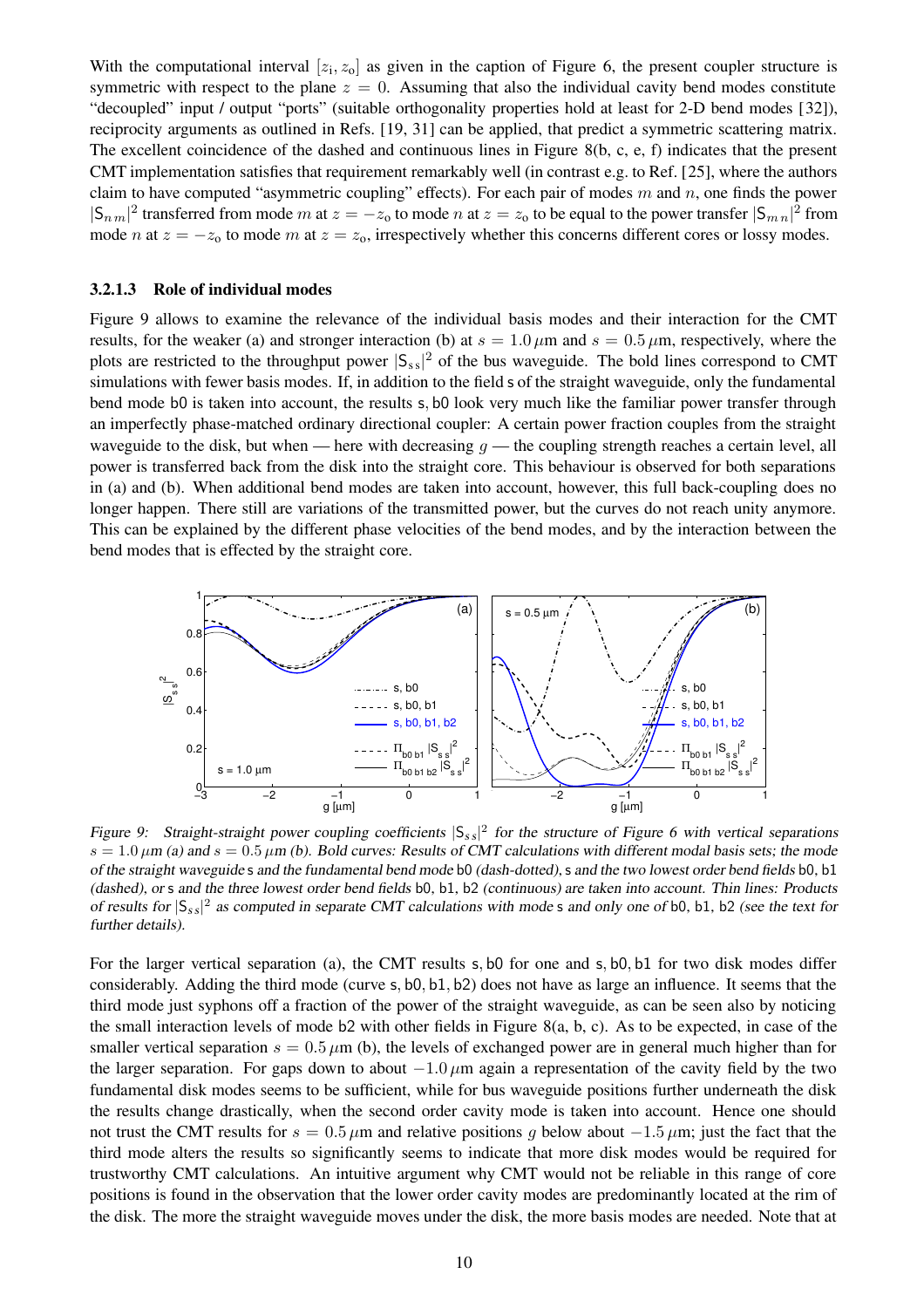With the computational interval $[z_i, z_o]$ as given in the caption of Figure 6, the present coupler structure is symmetric with respect to the plane $z = 0$. Assuming that also the individual cavity bend modes constitute "decoupled" input / output "ports" (suitable orthogonality properties hold at least for 2-D bend modes [32]), reciprocity arguments as outlined in Refs. [19, 31] can be applied, that predict a symmetric scattering matrix. The excellent coincidence of the dashed and continuous lines in Figure 8(b, c, e, f) indicates that the present CMT implementation satisfies that requirement remarkably well (in contrast e.g. to Ref. [25], where the authors claim to have computed "asymmetric coupling" effects). For each pair of modes $m$ and $n$, one finds the power $|\mathsf{S}_{nm}|^2$ transferred from mode $m$ at $z = -z_o$ to mode $n$ at $z = z_o$ to be equal to the power transfer $|\mathsf{S}_{mn}|^2$ from mode $n$ at $z = -z_o$ to mode $m$ at $z = z_o$, irrespectively whether this concerns different cores or lossy modes.

#### 3.2.1.3 Role of individual modes

Figure 9 allows to examine the relevance of the individual basis modes and their interaction for the CMT results, for the weaker (a) and stronger interaction (b) at $s = 1.0\,\mu$m and $s = 0.5\,\mu$m, respectively, where the plots are restricted to the throughput power $|\mathsf{S}_{ss}|^2$ of the bus waveguide. The bold lines correspond to CMT simulations with fewer basis modes. If, in addition to the field s of the straight waveguide, only the fundamental bend mode b0 is taken into account, the results s, b0 look very much like the familiar power transfer through an imperfectly phase-matched ordinary directional coupler: A certain power fraction couples from the straight waveguide to the disk, but when — here with decreasing $g$ — the coupling strength reaches a certain level, all power is transferred back from the disk into the straight core. This behaviour is observed for both separations in (a) and (b). When additional bend modes are taken into account, however, this full back-coupling does no longer happen. There still are variations of the transmitted power, but the curves do not reach unity anymore. This can be explained by the different phase velocities of the bend modes, and by the interaction between the bend modes that is effected by the straight core.

*Figure 9: Straight-straight power coupling coefficients $|\mathsf{S}_{ss}|^2$ for the structure of Figure 6 with vertical separations $s = 1.0\,\mu$m (a) and $s = 0.5\,\mu$m (b). Bold curves: Results of CMT calculations with different modal basis sets; the mode of the straight waveguide s and the fundamental bend mode b0 (dash-dotted), s and the two lowest order bend fields b0, b1 (dashed), or s and the three lowest order bend fields b0, b1, b2 (continuous) are taken into account. Thin lines: Products of results for $|\mathsf{S}_{ss}|^2$ as computed in separate CMT calculations with mode s and only one of b0, b1, b2 (see the text for further details).*

For the larger vertical separation (a), the CMT results s, b0 for one and s, b0, b1 for two disk modes differ considerably. Adding the third mode (curve s, b0, b1, b2) does not have as large an influence. It seems that the third mode just syphons off a fraction of the power of the straight waveguide, as can be seen also by noticing the small interaction levels of mode b2 with other fields in Figure 8(a, b, c). As to be expected, in case of the smaller vertical separation $s = 0.5\,\mu$m (b), the levels of exchanged power are in general much higher than for the larger separation. For gaps down to about $-1.0\,\mu$m again a representation of the cavity field by the two fundamental disk modes seems to be sufficient, while for bus waveguide positions further underneath the disk the results change drastically, when the second order cavity mode is taken into account. Hence one should not trust the CMT results for $s = 0.5\,\mu$m and relative positions $g$ below about $-1.5\,\mu$m; just the fact that the third mode alters the results so significantly seems to indicate that more disk modes would be required for trustworthy CMT calculations. An intuitive argument why CMT would not be reliable in this range of core positions is found in the observation that the lower order cavity modes are predominantly located at the rim of the disk. The more the straight waveguide moves under the disk, the more basis modes are needed. Note that at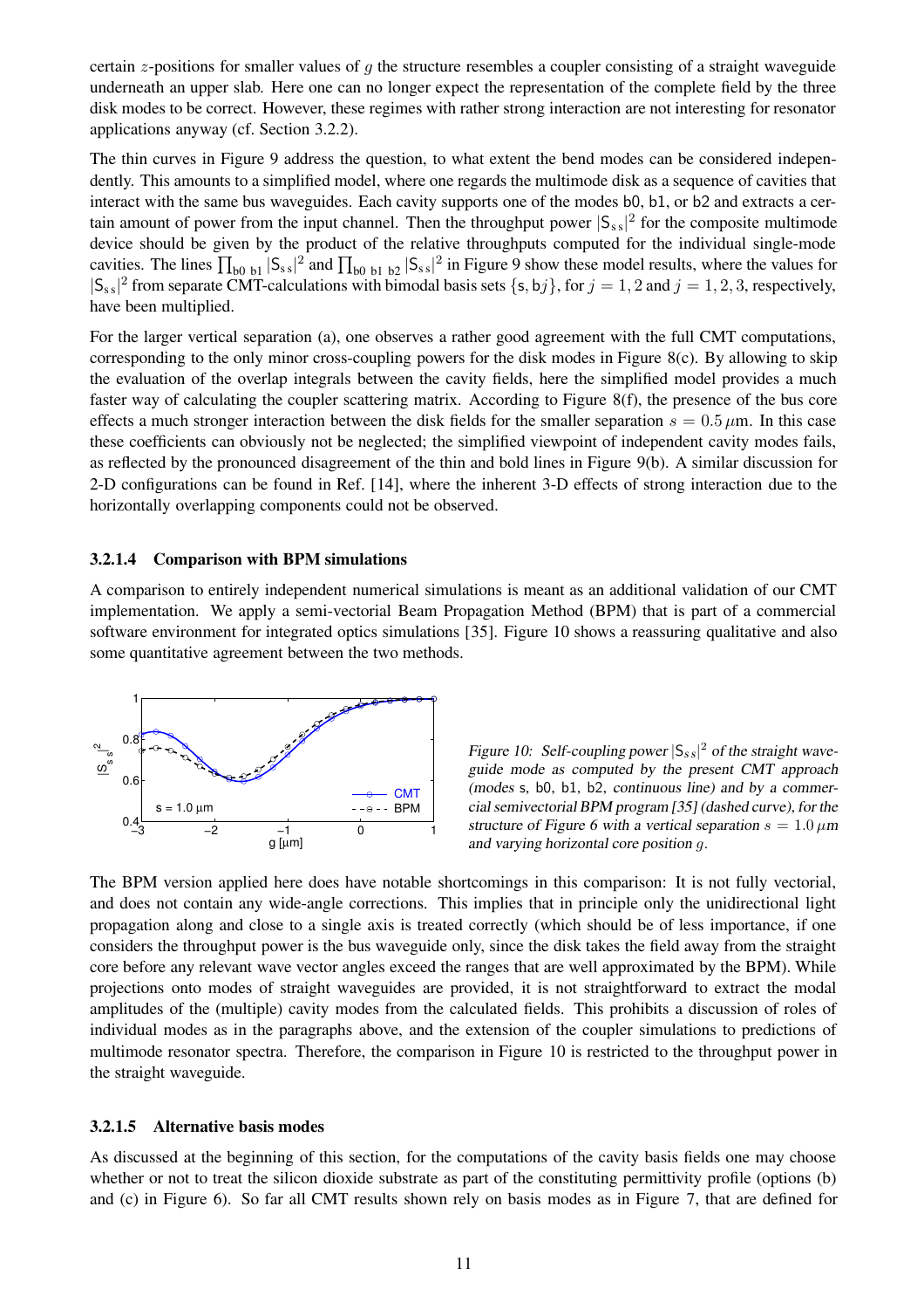certain $z$-positions for smaller values of $g$ the structure resembles a coupler consisting of a straight waveguide underneath an upper slab. Here one can no longer expect the representation of the complete field by the three disk modes to be correct. However, these regimes with rather strong interaction are not interesting for resonator applications anyway (cf. Section 3.2.2).

The thin curves in Figure 9 address the question, to what extent the bend modes can be considered independently. This amounts to a simplified model, where one regards the multimode disk as a sequence of cavities that interact with the same bus waveguides. Each cavity supports one of the modes b0, b1, or b2 and extracts a certain amount of power from the input channel. Then the throughput power $|\mathsf{S}_{\mathsf{s}\,\mathsf{s}}|^2$ for the composite multimode device should be given by the product of the relative throughputs computed for the individual single-mode cavities. The lines $\prod_{\mathsf{b0}\ \mathsf{b1}} |\mathsf{S}_{\mathsf{s}\,\mathsf{s}}|^2$ and $\prod_{\mathsf{b0}\ \mathsf{b1}\ \mathsf{b2}} |\mathsf{S}_{\mathsf{s}\,\mathsf{s}}|^2$ in Figure 9 show these model results, where the values for $|\mathsf{S}_{\mathsf{s}\,\mathsf{s}}|^2$ from separate CMT-calculations with bimodal basis sets $\{\mathsf{s}, \mathsf{b}j\}$, for $j = 1, 2$ and $j = 1, 2, 3$, respectively, have been multiplied.

For the larger vertical separation (a), one observes a rather good agreement with the full CMT computations, corresponding to the only minor cross-coupling powers for the disk modes in Figure 8(c). By allowing to skip the evaluation of the overlap integrals between the cavity fields, here the simplified model provides a much faster way of calculating the coupler scattering matrix. According to Figure 8(f), the presence of the bus core effects a much stronger interaction between the disk fields for the smaller separation $s = 0.5\,\mu$m. In this case these coefficients can obviously not be neglected; the simplified viewpoint of independent cavity modes fails, as reflected by the pronounced disagreement of the thin and bold lines in Figure 9(b). A similar discussion for 2-D configurations can be found in Ref. [14], where the inherent 3-D effects of strong interaction due to the horizontally overlapping components could not be observed.

#### 3.2.1.4 Comparison with BPM simulations

A comparison to entirely independent numerical simulations is meant as an additional validation of our CMT implementation. We apply a semi-vectorial Beam Propagation Method (BPM) that is part of a commercial software environment for integrated optics simulations [35]. Figure 10 shows a reassuring qualitative and also some quantitative agreement between the two methods.

*Figure 10: Self-coupling power $|\mathsf{S}_{s\,s}|^2$ of the straight waveguide mode as computed by the present CMT approach (modes s, b0, b1, b2, continuous line) and by a commercial semivectorial BPM program [35] (dashed curve), for the structure of Figure 6 with a vertical separation $s = 1.0\,\mu$m and varying horizontal core position $g$.*

The BPM version applied here does have notable shortcomings in this comparison: It is not fully vectorial, and does not contain any wide-angle corrections. This implies that in principle only the unidirectional light propagation along and close to a single axis is treated correctly (which should be of less importance, if one considers the throughput power is the bus waveguide only, since the disk takes the field away from the straight core before any relevant wave vector angles exceed the ranges that are well approximated by the BPM). While projections onto modes of straight waveguides are provided, it is not straightforward to extract the modal amplitudes of the (multiple) cavity modes from the calculated fields. This prohibits a discussion of roles of individual modes as in the paragraphs above, and the extension of the coupler simulations to predictions of multimode resonator spectra. Therefore, the comparison in Figure 10 is restricted to the throughput power in the straight waveguide.

#### 3.2.1.5 Alternative basis modes

As discussed at the beginning of this section, for the computations of the cavity basis fields one may choose whether or not to treat the silicon dioxide substrate as part of the constituting permittivity profile (options (b) and (c) in Figure 6). So far all CMT results shown rely on basis modes as in Figure 7, that are defined for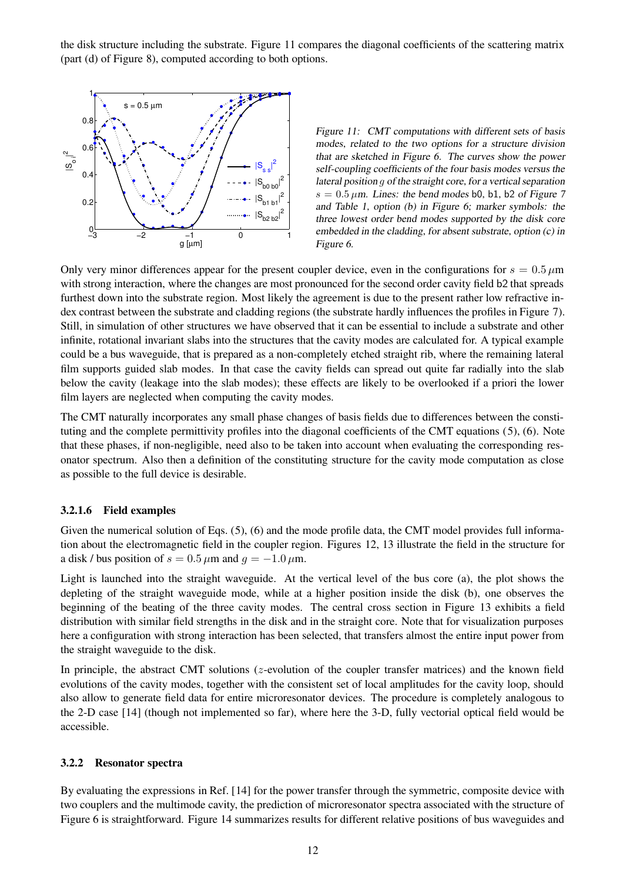the disk structure including the substrate. Figure 11 compares the diagonal coefficients of the scattering matrix (part (d) of Figure 8), computed according to both options.

*Figure 11: CMT computations with different sets of basis modes, related to the two options for a structure division that are sketched in Figure 6. The curves show the power self-coupling coefficients of the four basis modes versus the lateral position $g$ of the straight core, for a vertical separation $s = 0.5\,\mu$m. Lines: the bend modes* b0, b1, b2 *of Figure 7 and Table 1, option (b) in Figure 6; marker symbols: the three lowest order bend modes supported by the disk core embedded in the cladding, for absent substrate, option (c) in Figure 6.*

Only very minor differences appear for the present coupler device, even in the configurations for $s = 0.5\,\mu$m with strong interaction, where the changes are most pronounced for the second order cavity field b2 that spreads furthest down into the substrate region. Most likely the agreement is due to the present rather low refractive index contrast between the substrate and cladding regions (the substrate hardly influences the profiles in Figure 7). Still, in simulation of other structures we have observed that it can be essential to include a substrate and other infinite, rotational invariant slabs into the structures that the cavity modes are calculated for. A typical example could be a bus waveguide, that is prepared as a non-completely etched straight rib, where the remaining lateral film supports guided slab modes. In that case the cavity fields can spread out quite far radially into the slab below the cavity (leakage into the slab modes); these effects are likely to be overlooked if a priori the lower film layers are neglected when computing the cavity modes.

The CMT naturally incorporates any small phase changes of basis fields due to differences between the constituting and the complete permittivity profiles into the diagonal coefficients of the CMT equations (5), (6). Note that these phases, if non-negligible, need also to be taken into account when evaluating the corresponding resonator spectrum. Also then a definition of the constituting structure for the cavity mode computation as close as possible to the full device is desirable.

#### 3.2.1.6 Field examples

Given the numerical solution of Eqs. (5), (6) and the mode profile data, the CMT model provides full information about the electromagnetic field in the coupler region. Figures 12, 13 illustrate the field in the structure for a disk / bus position of $s = 0.5\,\mu$m and $g = -1.0\,\mu$m.

Light is launched into the straight waveguide. At the vertical level of the bus core (a), the plot shows the depleting of the straight waveguide mode, while at a higher position inside the disk (b), one observes the beginning of the beating of the three cavity modes. The central cross section in Figure 13 exhibits a field distribution with similar field strengths in the disk and in the straight core. Note that for visualization purposes here a configuration with strong interaction has been selected, that transfers almost the entire input power from the straight waveguide to the disk.

In principle, the abstract CMT solutions ($z$-evolution of the coupler transfer matrices) and the known field evolutions of the cavity modes, together with the consistent set of local amplitudes for the cavity loop, should also allow to generate field data for entire microresonator devices. The procedure is completely analogous to the 2-D case [14] (though not implemented so far), where here the 3-D, fully vectorial optical field would be accessible.

### 3.2.2 Resonator spectra

By evaluating the expressions in Ref. [14] for the power transfer through the symmetric, composite device with two couplers and the multimode cavity, the prediction of microresonator spectra associated with the structure of Figure 6 is straightforward. Figure 14 summarizes results for different relative positions of bus waveguides and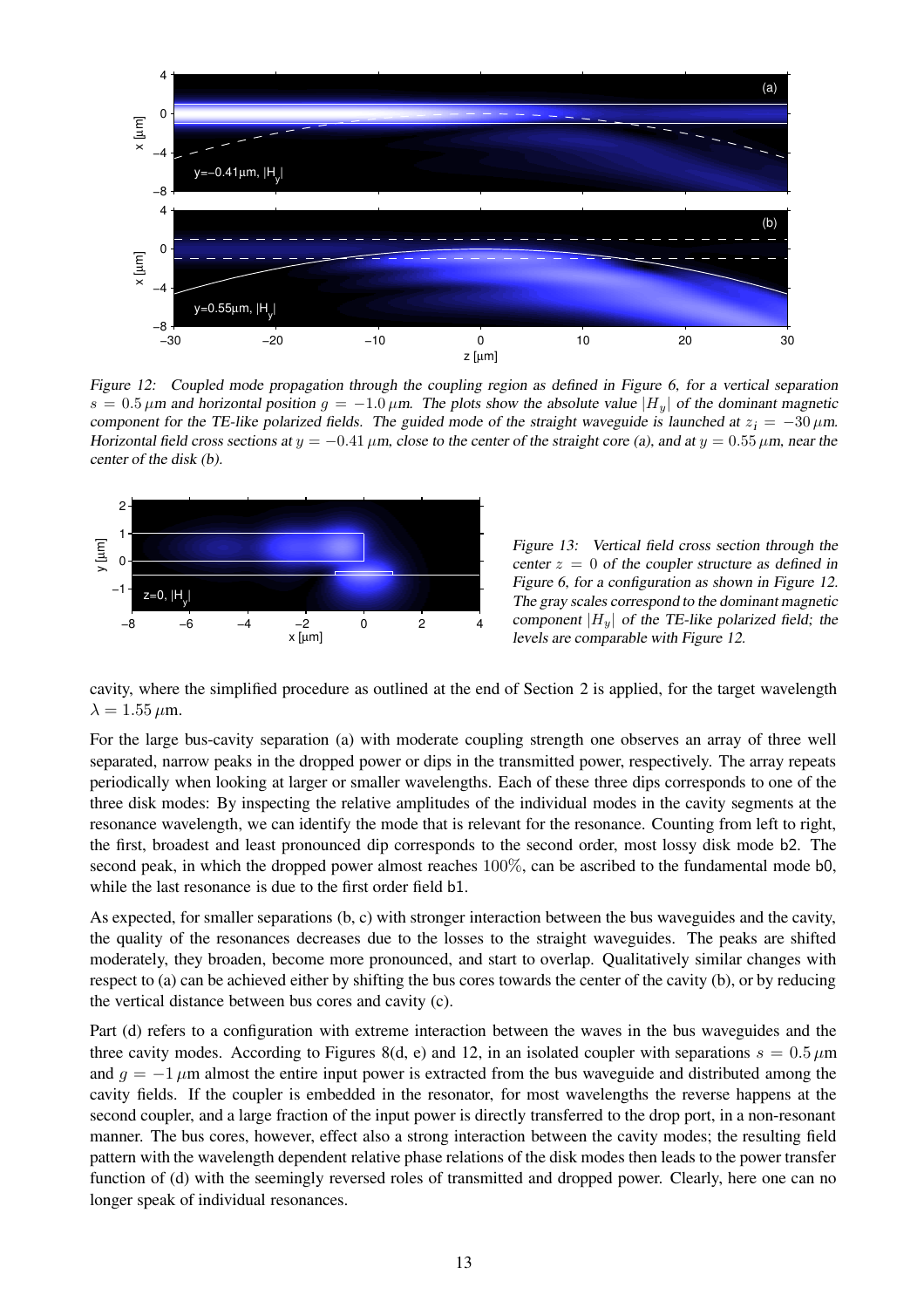Figure 12: Coupled mode propagation through the coupling region as defined in Figure 6, for a vertical separation $s = 0.5\,\mu$m and horizontal position $g = -1.0\,\mu$m. The plots show the absolute value $|H_y|$ of the dominant magnetic component for the TE-like polarized fields. The guided mode of the straight waveguide is launched at $z_i = -30\,\mu$m. Horizontal field cross sections at $y = -0.41\,\mu$m, close to the center of the straight core (a), and at $y = 0.55\,\mu$m, near the center of the disk (b).

Figure 13: Vertical field cross section through the center $z = 0$ of the coupler structure as defined in Figure 6, for a configuration as shown in Figure 12. The gray scales correspond to the dominant magnetic component $|H_y|$ of the TE-like polarized field; the levels are comparable with Figure 12.

cavity, where the simplified procedure as outlined at the end of Section 2 is applied, for the target wavelength $\lambda = 1.55\,\mu$m.

For the large bus-cavity separation (a) with moderate coupling strength one observes an array of three well separated, narrow peaks in the dropped power or dips in the transmitted power, respectively. The array repeats periodically when looking at larger or smaller wavelengths. Each of these three dips corresponds to one of the three disk modes: By inspecting the relative amplitudes of the individual modes in the cavity segments at the resonance wavelength, we can identify the mode that is relevant for the resonance. Counting from left to right, the first, broadest and least pronounced dip corresponds to the second order, most lossy disk mode b2. The second peak, in which the dropped power almost reaches $100\%$, can be ascribed to the fundamental mode b0, while the last resonance is due to the first order field b1.

As expected, for smaller separations (b, c) with stronger interaction between the bus waveguides and the cavity, the quality of the resonances decreases due to the losses to the straight waveguides. The peaks are shifted moderately, they broaden, become more pronounced, and start to overlap. Qualitatively similar changes with respect to (a) can be achieved either by shifting the bus cores towards the center of the cavity (b), or by reducing the vertical distance between bus cores and cavity (c).

Part (d) refers to a configuration with extreme interaction between the waves in the bus waveguides and the three cavity modes. According to Figures 8(d, e) and 12, in an isolated coupler with separations $s = 0.5\,\mu$m and $g = -1\,\mu$m almost the entire input power is extracted from the bus waveguide and distributed among the cavity fields. If the coupler is embedded in the resonator, for most wavelengths the reverse happens at the second coupler, and a large fraction of the input power is directly transferred to the drop port, in a non-resonant manner. The bus cores, however, effect also a strong interaction between the cavity modes; the resulting field pattern with the wavelength dependent relative phase relations of the disk modes then leads to the power transfer function of (d) with the seemingly reversed roles of transmitted and dropped power. Clearly, here one can no longer speak of individual resonances.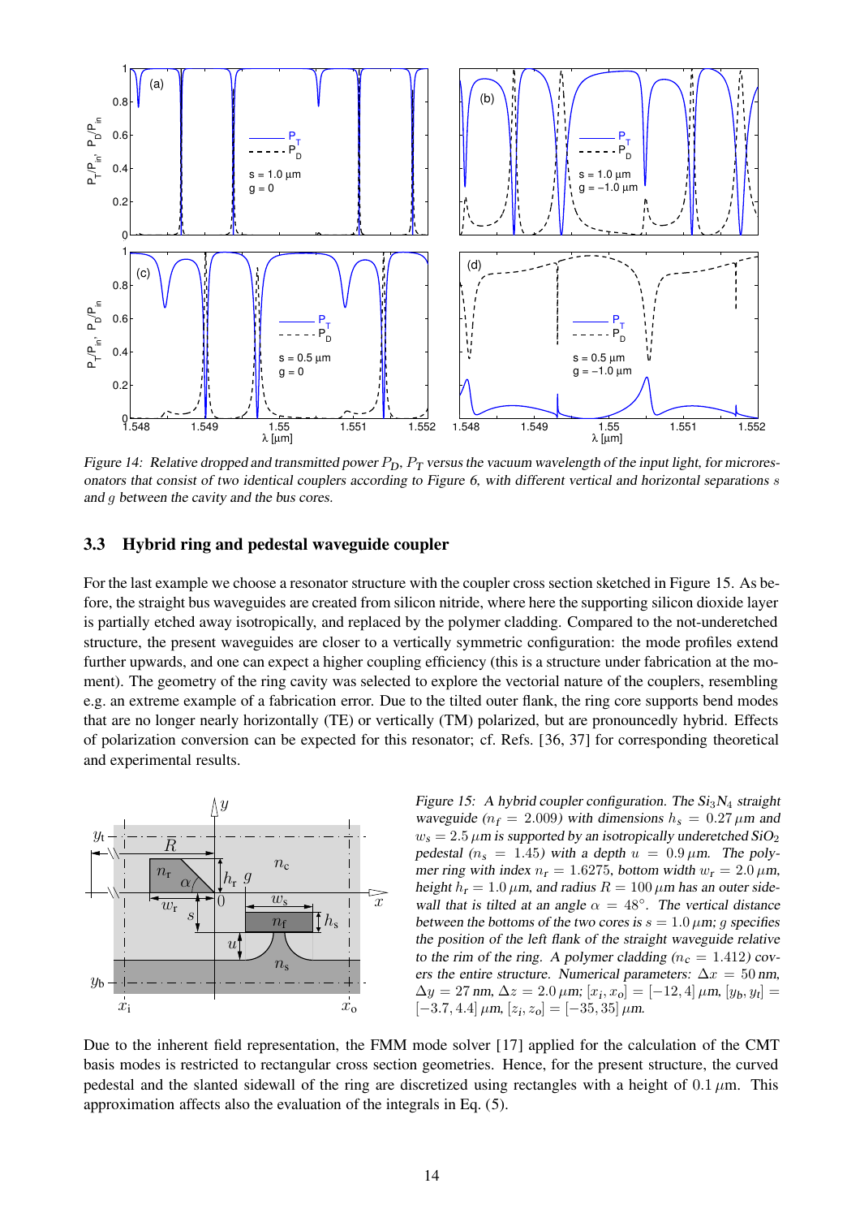*Figure 14: Relative dropped and transmitted power $P_D$, $P_T$ versus the vacuum wavelength of the input light, for microresonators that consist of two identical couplers according to Figure 6, with different vertical and horizontal separations $s$ and $g$ between the cavity and the bus cores.*

### 3.3 Hybrid ring and pedestal waveguide coupler

For the last example we choose a resonator structure with the coupler cross section sketched in Figure 15. As before, the straight bus waveguides are created from silicon nitride, where here the supporting silicon dioxide layer is partially etched away isotropically, and replaced by the polymer cladding. Compared to the not-underetched structure, the present waveguides are closer to a vertically symmetric configuration: the mode profiles extend further upwards, and one can expect a higher coupling efficiency (this is a structure under fabrication at the moment). The geometry of the ring cavity was selected to explore the vectorial nature of the couplers, resembling e.g. an extreme example of a fabrication error. Due to the tilted outer flank, the ring core supports bend modes that are no longer nearly horizontally (TE) or vertically (TM) polarized, but are pronouncedly hybrid. Effects of polarization conversion can be expected for this resonator; cf. Refs. [36, 37] for corresponding theoretical and experimental results.

*Figure 15: A hybrid coupler configuration. The $Si_3N_4$ straight waveguide ($n_f = 2.009$) with dimensions $h_s = 0.27\,\mu$m and $w_s = 2.5\,\mu$m is supported by an isotropically underetched $SiO_2$ pedestal ($n_s = 1.45$) with a depth $u = 0.9\,\mu$m. The polymer ring with index $n_r = 1.6275$, bottom width $w_r = 2.0\,\mu$m, height $h_r = 1.0\,\mu$m, and radius $R = 100\,\mu$m has an outer sidewall that is tilted at an angle $\alpha = 48°$. The vertical distance between the bottoms of the two cores is $s = 1.0\,\mu$m; $g$ specifies the position of the left flank of the straight waveguide relative to the rim of the ring. A polymer cladding ($n_c = 1.412$) covers the entire structure. Numerical parameters: $\Delta x = 50$ nm, $\Delta y = 27$ nm, $\Delta z = 2.0\,\mu$m; $[x_i, x_o] = [-12, 4]\,\mu$m, $[y_b, y_t] = [-3.7, 4.4]\,\mu$m, $[z_i, z_o] = [-35, 35]\,\mu$m.*

Due to the inherent field representation, the FMM mode solver [17] applied for the calculation of the CMT basis modes is restricted to rectangular cross section geometries. Hence, for the present structure, the curved pedestal and the slanted sidewall of the ring are discretized using rectangles with a height of $0.1\,\mu$m. This approximation affects also the evaluation of the integrals in Eq. (5).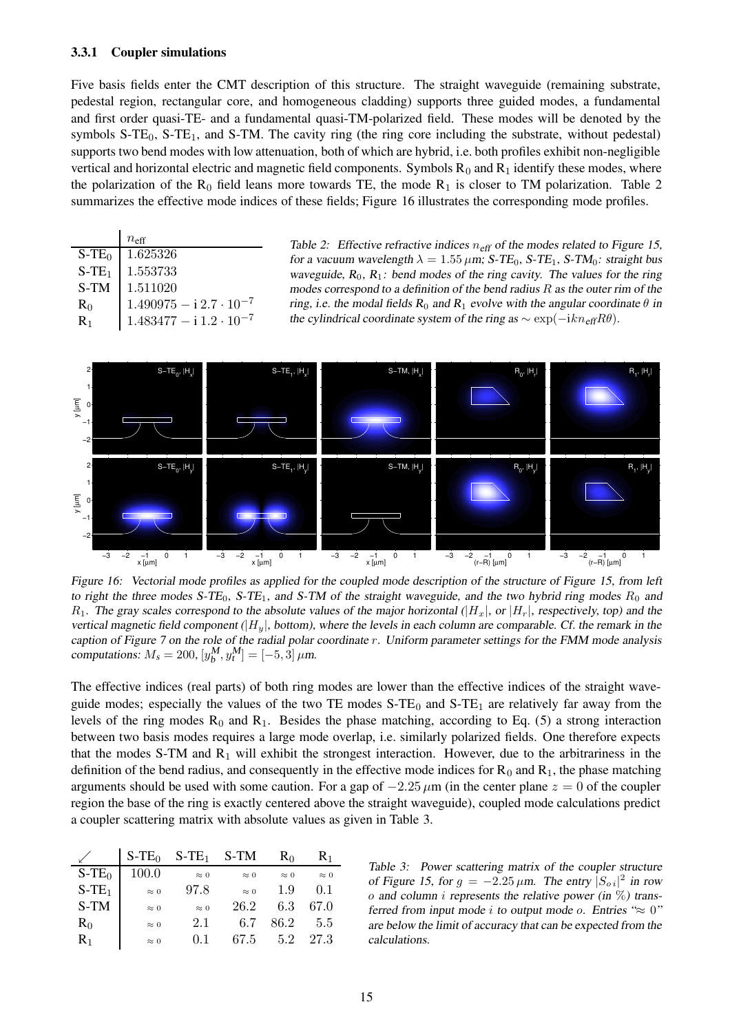### 3.3.1 Coupler simulations

Five basis fields enter the CMT description of this structure. The straight waveguide (remaining substrate, pedestal region, rectangular core, and homogeneous cladding) supports three guided modes, a fundamental and first order quasi-TE- and a fundamental quasi-TM-polarized field. These modes will be denoted by the symbols S-TE$_0$, S-TE$_1$, and S-TM. The cavity ring (the ring core including the substrate, without pedestal) supports two bend modes with low attenuation, both of which are hybrid, i.e. both profiles exhibit non-negligible vertical and horizontal electric and magnetic field components. Symbols R$_0$ and R$_1$ identify these modes, where the polarization of the R$_0$ field leans more towards TE, the mode R$_1$ is closer to TM polarization. Table 2 summarizes the effective mode indices of these fields; Figure 16 illustrates the corresponding mode profiles.

| | $n_{\text{eff}}$ |
|---|---|
| S-TE$_0$ | 1.625326 |
| S-TE$_1$ | 1.553733 |
| S-TM | 1.511020 |
| R$_0$ | $1.490975 - \mathrm{i}\, 2.7 \cdot 10^{-7}$ |
| R$_1$ | $1.483477 - \mathrm{i}\, 1.2 \cdot 10^{-7}$ |

*Table 2: Effective refractive indices $n_{\text{eff}}$ of the modes related to Figure 15, for a vacuum wavelength $\lambda = 1.55\,\mu$m; S-TE$_0$, S-TE$_1$, S-TM$_0$: straight bus waveguide, R$_0$, R$_1$: bend modes of the ring cavity. The values for the ring modes correspond to a definition of the bend radius $R$ as the outer rim of the ring, i.e. the modal fields R$_0$ and R$_1$ evolve with the angular coordinate $\theta$ in the cylindrical coordinate system of the ring as $\sim \exp(-\mathrm{i}kn_{\text{eff}}R\theta)$.*

*Figure 16: Vectorial mode profiles as applied for the coupled mode description of the structure of Figure 15, from left to right the three modes S-TE$_0$, S-TE$_1$, and S-TM of the straight waveguide, and the two hybrid ring modes $R_0$ and $R_1$. The gray scales correspond to the absolute values of the major horizontal ($|H_x|$, or $|H_r|$, respectively, top) and the vertical magnetic field component ($|H_y|$, bottom), where the levels in each column are comparable. Cf. the remark in the caption of Figure 7 on the role of the radial polar coordinate $r$. Uniform parameter settings for the FMM mode analysis computations: $M_s = 200$, $[y_b^M, y_t^M] = [-5, 3]\,\mu$m.*

The effective indices (real parts) of both ring modes are lower than the effective indices of the straight waveguide modes; especially the values of the two TE modes S-TE$_0$ and S-TE$_1$ are relatively far away from the levels of the ring modes R$_0$ and R$_1$. Besides the phase matching, according to Eq. (5) a strong interaction between two basis modes requires a large mode overlap, i.e. similarly polarized fields. One therefore expects that the modes S-TM and R$_1$ will exhibit the strongest interaction. However, due to the arbitrariness in the definition of the bend radius, and consequently in the effective mode indices for R$_0$ and R$_1$, the phase matching arguments should be used with some caution. For a gap of $-2.25\,\mu$m (in the center plane $z = 0$ of the coupler region the base of the ring is exactly centered above the straight waveguide), coupled mode calculations predict a coupler scattering matrix with absolute values as given in Table 3.

| ↙ | S-TE$_0$ | S-TE$_1$ | S-TM | R$_0$ | R$_1$ |
|---|---|---|---|---|---|
| S-TE$_0$ | 100.0 | ≈ 0 | ≈ 0 | ≈ 0 | ≈ 0 |
| S-TE$_1$ | ≈ 0 | 97.8 | ≈ 0 | 1.9 | 0.1 |
| S-TM | ≈ 0 | ≈ 0 | 26.2 | 6.3 | 67.0 |
| R$_0$ | ≈ 0 | 2.1 | 6.7 | 86.2 | 5.5 |
| R$_1$ | ≈ 0 | 0.1 | 67.5 | 5.2 | 27.3 |

*Table 3: Power scattering matrix of the coupler structure of Figure 15, for $g = -2.25\,\mu$m. The entry $|S_{o\,i}|^2$ in row $o$ and column $i$ represents the relative power (in %) transferred from input mode $i$ to output mode $o$. Entries "≈ 0" are below the limit of accuracy that can be expected from the calculations.*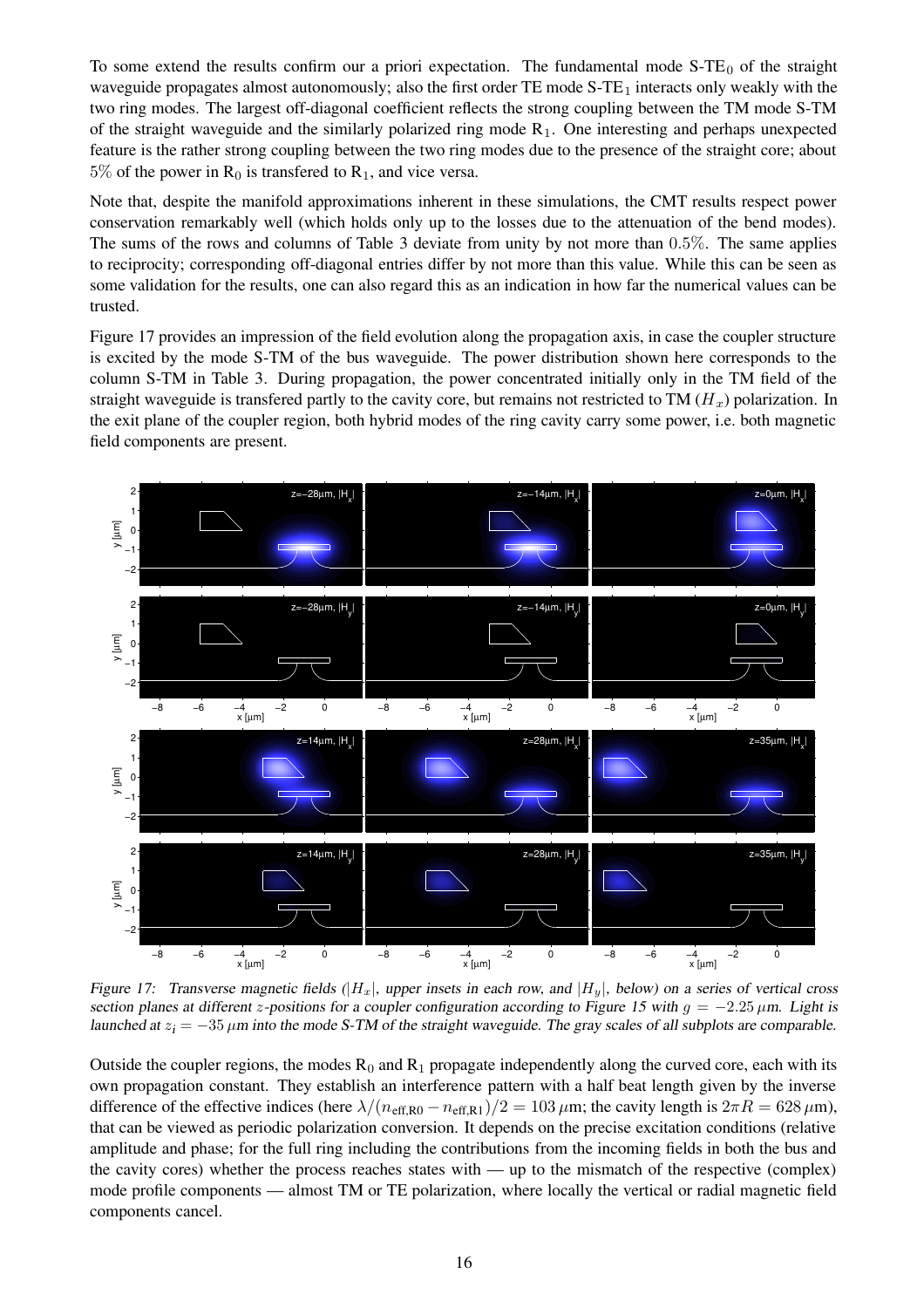To some extend the results confirm our a priori expectation. The fundamental mode S-TE$_0$ of the straight waveguide propagates almost autonomously; also the first order TE mode S-TE$_1$ interacts only weakly with the two ring modes. The largest off-diagonal coefficient reflects the strong coupling between the TM mode S-TM of the straight waveguide and the similarly polarized ring mode R$_1$. One interesting and perhaps unexpected feature is the rather strong coupling between the two ring modes due to the presence of the straight core; about $5\%$ of the power in R$_0$ is transfered to R$_1$, and vice versa.

Note that, despite the manifold approximations inherent in these simulations, the CMT results respect power conservation remarkably well (which holds only up to the losses due to the attenuation of the bend modes). The sums of the rows and columns of Table 3 deviate from unity by not more than $0.5\%$. The same applies to reciprocity; corresponding off-diagonal entries differ by not more than this value. While this can be seen as some validation for the results, one can also regard this as an indication in how far the numerical values can be trusted.

Figure 17 provides an impression of the field evolution along the propagation axis, in case the coupler structure is excited by the mode S-TM of the bus waveguide. The power distribution shown here corresponds to the column S-TM in Table 3. During propagation, the power concentrated initially only in the TM field of the straight waveguide is transfered partly to the cavity core, but remains not restricted to TM ($H_x$) polarization. In the exit plane of the coupler region, both hybrid modes of the ring cavity carry some power, i.e. both magnetic field components are present.

*Figure 17: Transverse magnetic fields ($|H_x|$, upper insets in each row, and $|H_y|$, below) on a series of vertical cross section planes at different $z$-positions for a coupler configuration according to Figure 15 with $g = -2.25\,\mu$m. Light is launched at $z_i = -35\,\mu$m into the mode S-TM of the straight waveguide. The gray scales of all subplots are comparable.*

Outside the coupler regions, the modes R$_0$ and R$_1$ propagate independently along the curved core, each with its own propagation constant. They establish an interference pattern with a half beat length given by the inverse difference of the effective indices (here $\lambda/(n_{\text{eff,R0}} - n_{\text{eff,R1}})/2 = 103\,\mu$m; the cavity length is $2\pi R = 628\,\mu$m), that can be viewed as periodic polarization conversion. It depends on the precise excitation conditions (relative amplitude and phase; for the full ring including the contributions from the incoming fields in both the bus and the cavity cores) whether the process reaches states with — up to the mismatch of the respective (complex) mode profile components — almost TM or TE polarization, where locally the vertical or radial magnetic field components cancel.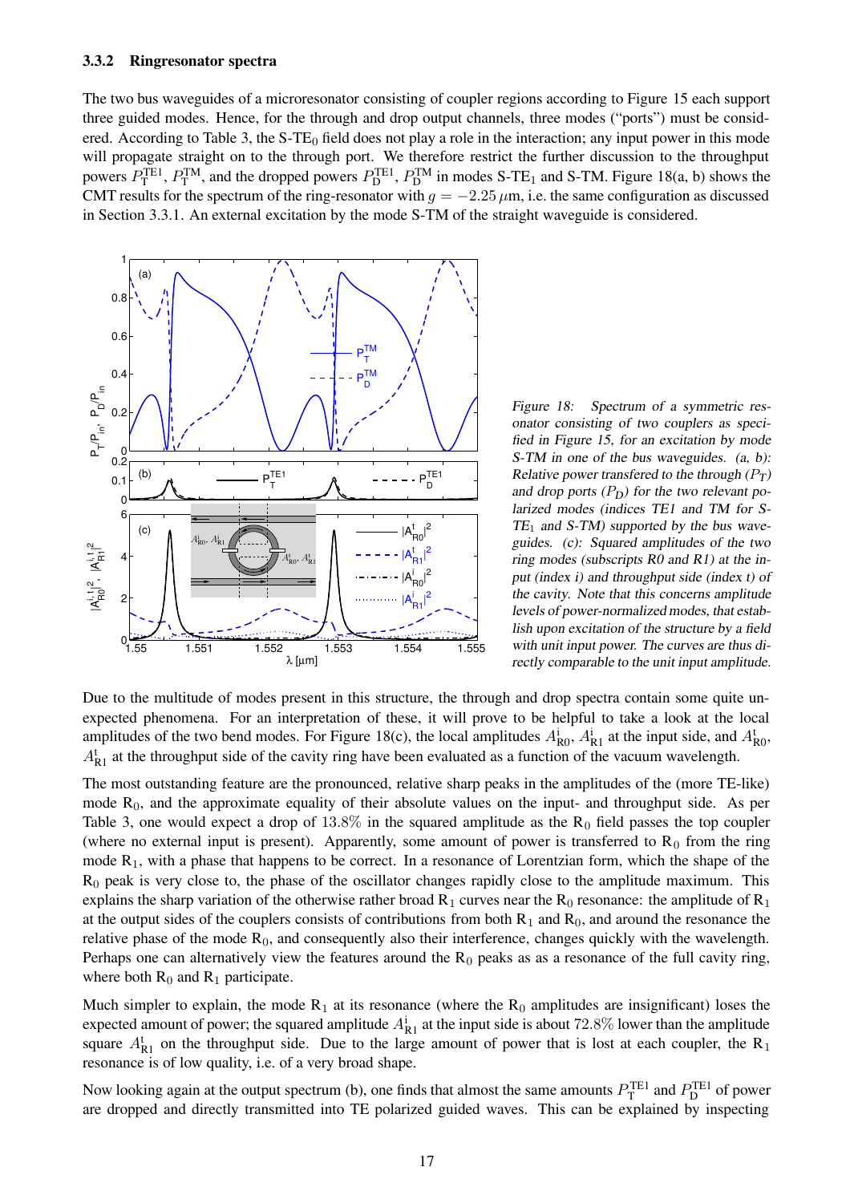### 3.3.2 Ringresonator spectra

The two bus waveguides of a microresonator consisting of coupler regions according to Figure 15 each support three guided modes. Hence, for the through and drop output channels, three modes ("ports") must be considered. According to Table 3, the S-TE$_0$ field does not play a role in the interaction; any input power in this mode will propagate straight on to the through port. We therefore restrict the further discussion to the throughput powers $P_{\rm T}^{\rm TE1}$, $P_{\rm T}^{\rm TM}$, and the dropped powers $P_{\rm D}^{\rm TE1}$, $P_{\rm D}^{\rm TM}$ in modes S-TE$_1$ and S-TM. Figure 18(a, b) shows the CMT results for the spectrum of the ring-resonator with $g = -2.25\,\mu$m, i.e. the same configuration as discussed in Section 3.3.1. An external excitation by the mode S-TM of the straight waveguide is considered.

*Figure 18: Spectrum of a symmetric resonator consisting of two couplers as specified in Figure 15, for an excitation by mode S-TM in one of the bus waveguides. (a, b): Relative power transfered to the through ($P_T$) and drop ports ($P_D$) for the two relevant polarized modes (indices TE1 and TM for S-TE$_1$ and S-TM) supported by the bus waveguides. (c): Squared amplitudes of the two ring modes (subscripts R0 and R1) at the input (index i) and throughput side (index t) of the cavity. Note that this concerns amplitude levels of power-normalized modes, that establish upon excitation of the structure by a field with unit input power. The curves are thus directly comparable to the unit input amplitude.*

Due to the multitude of modes present in this structure, the through and drop spectra contain some quite unexpected phenomena. For an interpretation of these, it will prove to be helpful to take a look at the local amplitudes of the two bend modes. For Figure 18(c), the local amplitudes $A_{\rm R0}^{\rm i}$, $A_{\rm R1}^{\rm i}$ at the input side, and $A_{\rm R0}^{\rm t}$, $A_{\rm R1}^{\rm t}$ at the throughput side of the cavity ring have been evaluated as a function of the vacuum wavelength.

The most outstanding feature are the pronounced, relative sharp peaks in the amplitudes of the (more TE-like) mode R$_0$, and the approximate equality of their absolute values on the input- and throughput side. As per Table 3, one would expect a drop of $13.8\%$ in the squared amplitude as the R$_0$ field passes the top coupler (where no external input is present). Apparently, some amount of power is transferred to R$_0$ from the ring mode R$_1$, with a phase that happens to be correct. In a resonance of Lorentzian form, which the shape of the R$_0$ peak is very close to, the phase of the oscillator changes rapidly close to the amplitude maximum. This explains the sharp variation of the otherwise rather broad R$_1$ curves near the R$_0$ resonance: the amplitude of R$_1$ at the output sides of the couplers consists of contributions from both R$_1$ and R$_0$, and around the resonance the relative phase of the mode R$_0$, and consequently also their interference, changes quickly with the wavelength. Perhaps one can alternatively view the features around the R$_0$ peaks as as a resonance of the full cavity ring, where both R$_0$ and R$_1$ participate.

Much simpler to explain, the mode R$_1$ at its resonance (where the R$_0$ amplitudes are insignificant) loses the expected amount of power; the squared amplitude $A_{\rm R1}^{\rm i}$ at the input side is about $72.8\%$ lower than the amplitude square $A_{\rm R1}^{\rm t}$ on the throughput side. Due to the large amount of power that is lost at each coupler, the R$_1$ resonance is of low quality, i.e. of a very broad shape.

Now looking again at the output spectrum (b), one finds that almost the same amounts $P_{\rm T}^{\rm TE1}$ and $P_{\rm D}^{\rm TE1}$ of power are dropped and directly transmitted into TE polarized guided waves. This can be explained by inspecting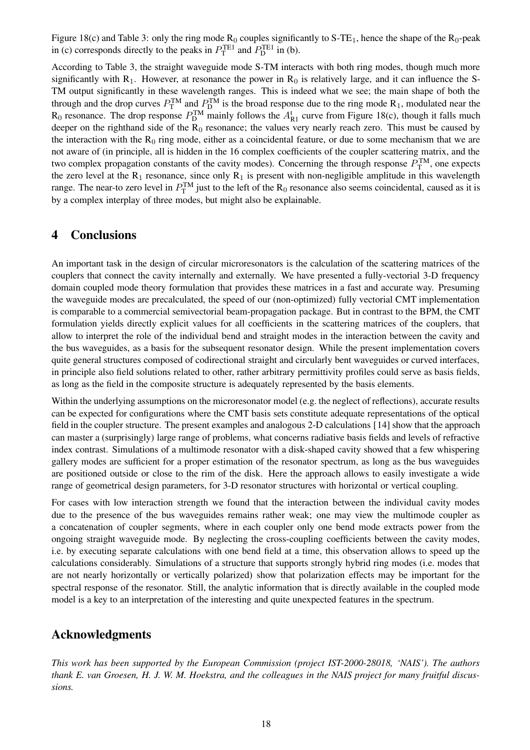Figure 18(c) and Table 3: only the ring mode $R_0$ couples significantly to S-$TE_1$, hence the shape of the $R_0$-peak in (c) corresponds directly to the peaks in $P_T^{TE1}$ and $P_D^{TE1}$ in (b).

According to Table 3, the straight waveguide mode S-TM interacts with both ring modes, though much more significantly with $R_1$. However, at resonance the power in $R_0$ is relatively large, and it can influence the S-TM output significantly in these wavelength ranges. This is indeed what we see; the main shape of both the through and the drop curves $P_T^{TM}$ and $P_D^{TM}$ is the broad response due to the ring mode $R_1$, modulated near the $R_0$ resonance. The drop response $P_D^{TM}$ mainly follows the $A_{R1}^{t}$ curve from Figure 18(c), though it falls much deeper on the righthand side of the $R_0$ resonance; the values very nearly reach zero. This must be caused by the interaction with the $R_0$ ring mode, either as a coincidental feature, or due to some mechanism that we are not aware of (in principle, all is hidden in the 16 complex coefficients of the coupler scattering matrix, and the two complex propagation constants of the cavity modes). Concerning the through response $P_T^{TM}$, one expects the zero level at the $R_1$ resonance, since only $R_1$ is present with non-negligible amplitude in this wavelength range. The near-to zero level in $P_T^{TM}$ just to the left of the $R_0$ resonance also seems coincidental, caused as it is by a complex interplay of three modes, but might also be explainable.

## 4 Conclusions

An important task in the design of circular microresonators is the calculation of the scattering matrices of the couplers that connect the cavity internally and externally. We have presented a fully-vectorial 3-D frequency domain coupled mode theory formulation that provides these matrices in a fast and accurate way. Presuming the waveguide modes are precalculated, the speed of our (non-optimized) fully vectorial CMT implementation is comparable to a commercial semivectorial beam-propagation package. But in contrast to the BPM, the CMT formulation yields directly explicit values for all coefficients in the scattering matrices of the couplers, that allow to interpret the role of the individual bend and straight modes in the interaction between the cavity and the bus waveguides, as a basis for the subsequent resonator design. While the present implementation covers quite general structures composed of codirectional straight and circularly bent waveguides or curved interfaces, in principle also field solutions related to other, rather arbitrary permittivity profiles could serve as basis fields, as long as the field in the composite structure is adequately represented by the basis elements.

Within the underlying assumptions on the microresonator model (e.g. the neglect of reflections), accurate results can be expected for configurations where the CMT basis sets constitute adequate representations of the optical field in the coupler structure. The present examples and analogous 2-D calculations [14] show that the approach can master a (surprisingly) large range of problems, what concerns radiative basis fields and levels of refractive index contrast. Simulations of a multimode resonator with a disk-shaped cavity showed that a few whispering gallery modes are sufficient for a proper estimation of the resonator spectrum, as long as the bus waveguides are positioned outside or close to the rim of the disk. Here the approach allows to easily investigate a wide range of geometrical design parameters, for 3-D resonator structures with horizontal or vertical coupling.

For cases with low interaction strength we found that the interaction between the individual cavity modes due to the presence of the bus waveguides remains rather weak; one may view the multimode coupler as a concatenation of coupler segments, where in each coupler only one bend mode extracts power from the ongoing straight waveguide mode. By neglecting the cross-coupling coefficients between the cavity modes, i.e. by executing separate calculations with one bend field at a time, this observation allows to speed up the calculations considerably. Simulations of a structure that supports strongly hybrid ring modes (i.e. modes that are not nearly horizontally or vertically polarized) show that polarization effects may be important for the spectral response of the resonator. Still, the analytic information that is directly available in the coupled mode model is a key to an interpretation of the interesting and quite unexpected features in the spectrum.

## Acknowledgments

*This work has been supported by the European Commission (project IST-2000-28018, 'NAIS'). The authors thank E. van Groesen, H. J. W. M. Hoekstra, and the colleagues in the NAIS project for many fruitful discussions.*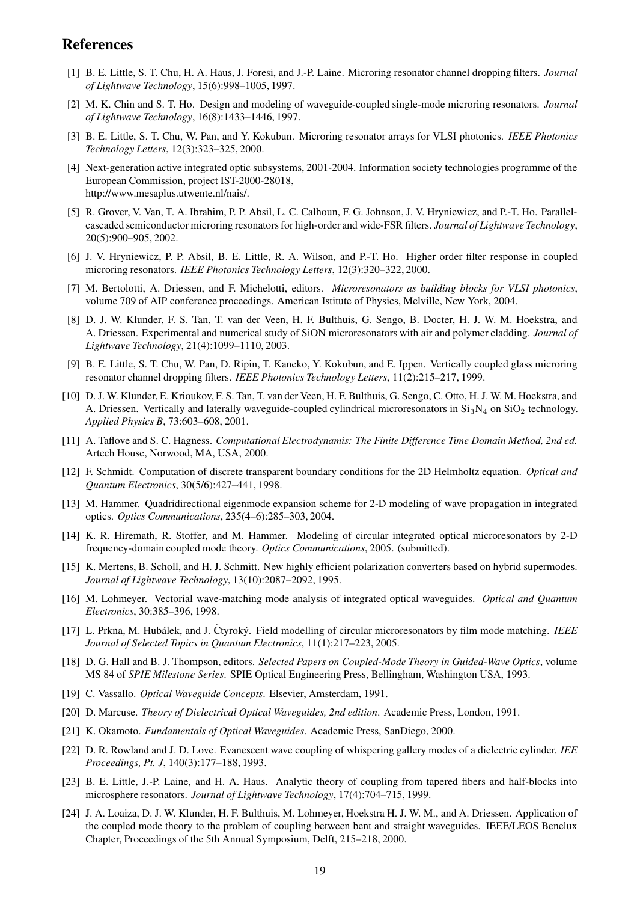# References

[1] B. E. Little, S. T. Chu, H. A. Haus, J. Foresi, and J.-P. Laine. Microring resonator channel dropping filters. *Journal of Lightwave Technology*, 15(6):998–1005, 1997.

[2] M. K. Chin and S. T. Ho. Design and modeling of waveguide-coupled single-mode microring resonators. *Journal of Lightwave Technology*, 16(8):1433–1446, 1997.

[3] B. E. Little, S. T. Chu, W. Pan, and Y. Kokubun. Microring resonator arrays for VLSI photonics. *IEEE Photonics Technology Letters*, 12(3):323–325, 2000.

[4] Next-generation active integrated optic subsystems, 2001-2004. Information society technologies programme of the European Commission, project IST-2000-28018, http://www.mesaplus.utwente.nl/nais/.

[5] R. Grover, V. Van, T. A. Ibrahim, P. P. Absil, L. C. Calhoun, F. G. Johnson, J. V. Hryniewicz, and P.-T. Ho. Parallel-cascaded semiconductor microring resonators for high-order and wide-FSR filters. *Journal of Lightwave Technology*, 20(5):900–905, 2002.

[6] J. V. Hryniewicz, P. P. Absil, B. E. Little, R. A. Wilson, and P.-T. Ho. Higher order filter response in coupled microring resonators. *IEEE Photonics Technology Letters*, 12(3):320–322, 2000.

[7] M. Bertolotti, A. Driessen, and F. Michelotti, editors. *Microresonators as building blocks for VLSI photonics*, volume 709 of AIP conference proceedings. American Istitute of Physics, Melville, New York, 2004.

[8] D. J. W. Klunder, F. S. Tan, T. van der Veen, H. F. Bulthuis, G. Sengo, B. Docter, H. J. W. M. Hoekstra, and A. Driessen. Experimental and numerical study of SiON microresonators with air and polymer cladding. *Journal of Lightwave Technology*, 21(4):1099–1110, 2003.

[9] B. E. Little, S. T. Chu, W. Pan, D. Ripin, T. Kaneko, Y. Kokubun, and E. Ippen. Vertically coupled glass microring resonator channel dropping filters. *IEEE Photonics Technology Letters*, 11(2):215–217, 1999.

[10] D. J. W. Klunder, E. Krioukov, F. S. Tan, T. van der Veen, H. F. Bulthuis, G. Sengo, C. Otto, H. J. W. M. Hoekstra, and A. Driessen. Vertically and laterally waveguide-coupled cylindrical microresonators in $Si_3N_4$ on $SiO_2$ technology. *Applied Physics B*, 73:603–608, 2001.

[11] A. Taflove and S. C. Hagness. *Computational Electrodynamis: The Finite Difference Time Domain Method, 2nd ed.* Artech House, Norwood, MA, USA, 2000.

[12] F. Schmidt. Computation of discrete transparent boundary conditions for the 2D Helmholtz equation. *Optical and Quantum Electronics*, 30(5/6):427–441, 1998.

[13] M. Hammer. Quadridirectional eigenmode expansion scheme for 2-D modeling of wave propagation in integrated optics. *Optics Communications*, 235(4–6):285–303, 2004.

[14] K. R. Hiremath, R. Stoffer, and M. Hammer. Modeling of circular integrated optical microresonators by 2-D frequency-domain coupled mode theory. *Optics Communications*, 2005. (submitted).

[15] K. Mertens, B. Scholl, and H. J. Schmitt. New highly efficient polarization converters based on hybrid supermodes. *Journal of Lightwave Technology*, 13(10):2087–2092, 1995.

[16] M. Lohmeyer. Vectorial wave-matching mode analysis of integrated optical waveguides. *Optical and Quantum Electronics*, 30:385–396, 1998.

[17] L. Prkna, M. Hubálek, and J. Čtyroký. Field modelling of circular microresonators by film mode matching. *IEEE Journal of Selected Topics in Quantum Electronics*, 11(1):217–223, 2005.

[18] D. G. Hall and B. J. Thompson, editors. *Selected Papers on Coupled-Mode Theory in Guided-Wave Optics*, volume MS 84 of *SPIE Milestone Series*. SPIE Optical Engineering Press, Bellingham, Washington USA, 1993.

[19] C. Vassallo. *Optical Waveguide Concepts*. Elsevier, Amsterdam, 1991.

[20] D. Marcuse. *Theory of Dielectrical Optical Waveguides, 2nd edition*. Academic Press, London, 1991.

[21] K. Okamoto. *Fundamentals of Optical Waveguides*. Academic Press, SanDiego, 2000.

[22] D. R. Rowland and J. D. Love. Evanescent wave coupling of whispering gallery modes of a dielectric cylinder. *IEE Proceedings, Pt. J*, 140(3):177–188, 1993.

[23] B. E. Little, J.-P. Laine, and H. A. Haus. Analytic theory of coupling from tapered fibers and half-blocks into microsphere resonators. *Journal of Lightwave Technology*, 17(4):704–715, 1999.

[24] J. A. Loaiza, D. J. W. Klunder, H. F. Bulthuis, M. Lohmeyer, Hoekstra H. J. W. M., and A. Driessen. Application of the coupled mode theory to the problem of coupling between bent and straight waveguides. IEEE/LEOS Benelux Chapter, Proceedings of the 5th Annual Symposium, Delft, 215–218, 2000.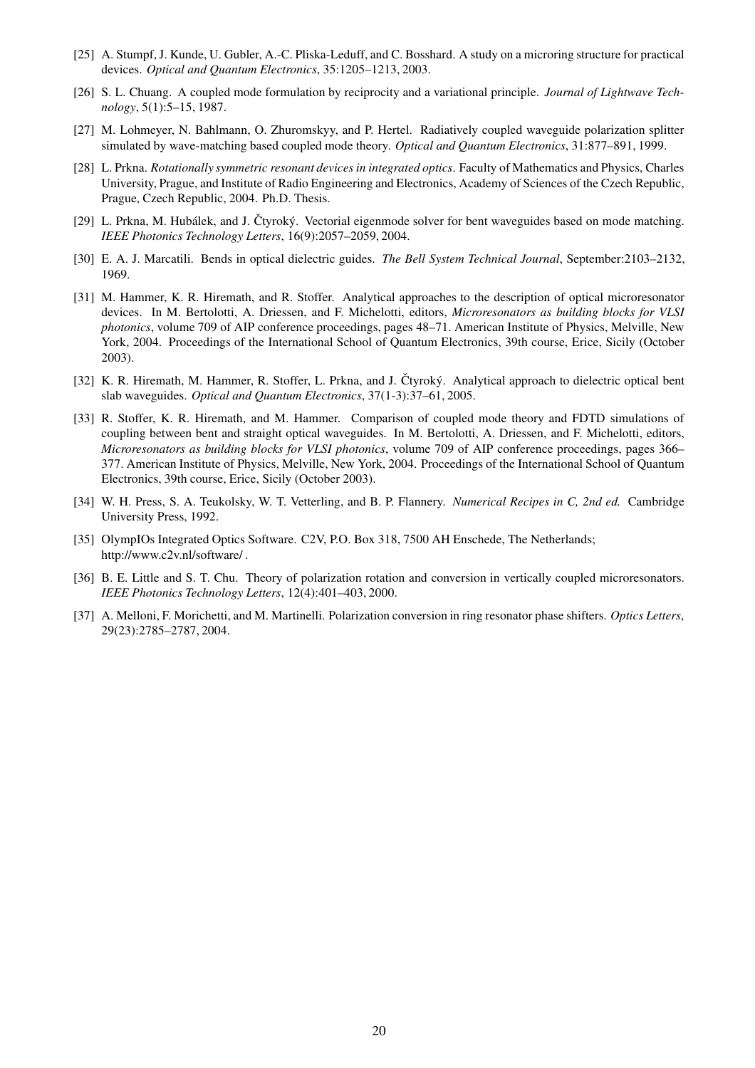[25] A. Stumpf, J. Kunde, U. Gubler, A.-C. Pliska-Leduff, and C. Bosshard. A study on a microring structure for practical devices. *Optical and Quantum Electronics*, 35:1205–1213, 2003.

[26] S. L. Chuang. A coupled mode formulation by reciprocity and a variational principle. *Journal of Lightwave Technology*, 5(1):5–15, 1987.

[27] M. Lohmeyer, N. Bahlmann, O. Zhuromskyy, and P. Hertel. Radiatively coupled waveguide polarization splitter simulated by wave-matching based coupled mode theory. *Optical and Quantum Electronics*, 31:877–891, 1999.

[28] L. Prkna. *Rotationally symmetric resonant devices in integrated optics*. Faculty of Mathematics and Physics, Charles University, Prague, and Institute of Radio Engineering and Electronics, Academy of Sciences of the Czech Republic, Prague, Czech Republic, 2004. Ph.D. Thesis.

[29] L. Prkna, M. Hubálek, and J. Čtyroký. Vectorial eigenmode solver for bent waveguides based on mode matching. *IEEE Photonics Technology Letters*, 16(9):2057–2059, 2004.

[30] E. A. J. Marcatili. Bends in optical dielectric guides. *The Bell System Technical Journal*, September:2103–2132, 1969.

[31] M. Hammer, K. R. Hiremath, and R. Stoffer. Analytical approaches to the description of optical microresonator devices. In M. Bertolotti, A. Driessen, and F. Michelotti, editors, *Microresonators as building blocks for VLSI photonics*, volume 709 of AIP conference proceedings, pages 48–71. American Institute of Physics, Melville, New York, 2004. Proceedings of the International School of Quantum Electronics, 39th course, Erice, Sicily (October 2003).

[32] K. R. Hiremath, M. Hammer, R. Stoffer, L. Prkna, and J. Čtyroký. Analytical approach to dielectric optical bent slab waveguides. *Optical and Quantum Electronics*, 37(1-3):37–61, 2005.

[33] R. Stoffer, K. R. Hiremath, and M. Hammer. Comparison of coupled mode theory and FDTD simulations of coupling between bent and straight optical waveguides. In M. Bertolotti, A. Driessen, and F. Michelotti, editors, *Microresonators as building blocks for VLSI photonics*, volume 709 of AIP conference proceedings, pages 366–377. American Institute of Physics, Melville, New York, 2004. Proceedings of the International School of Quantum Electronics, 39th course, Erice, Sicily (October 2003).

[34] W. H. Press, S. A. Teukolsky, W. T. Vetterling, and B. P. Flannery. *Numerical Recipes in C, 2nd ed.* Cambridge University Press, 1992.

[35] OlympIOs Integrated Optics Software. C2V, P.O. Box 318, 7500 AH Enschede, The Netherlands; http://www.c2v.nl/software/ .

[36] B. E. Little and S. T. Chu. Theory of polarization rotation and conversion in vertically coupled microresonators. *IEEE Photonics Technology Letters*, 12(4):401–403, 2000.

[37] A. Melloni, F. Morichetti, and M. Martinelli. Polarization conversion in ring resonator phase shifters. *Optics Letters*, 29(23):2785–2787, 2004.